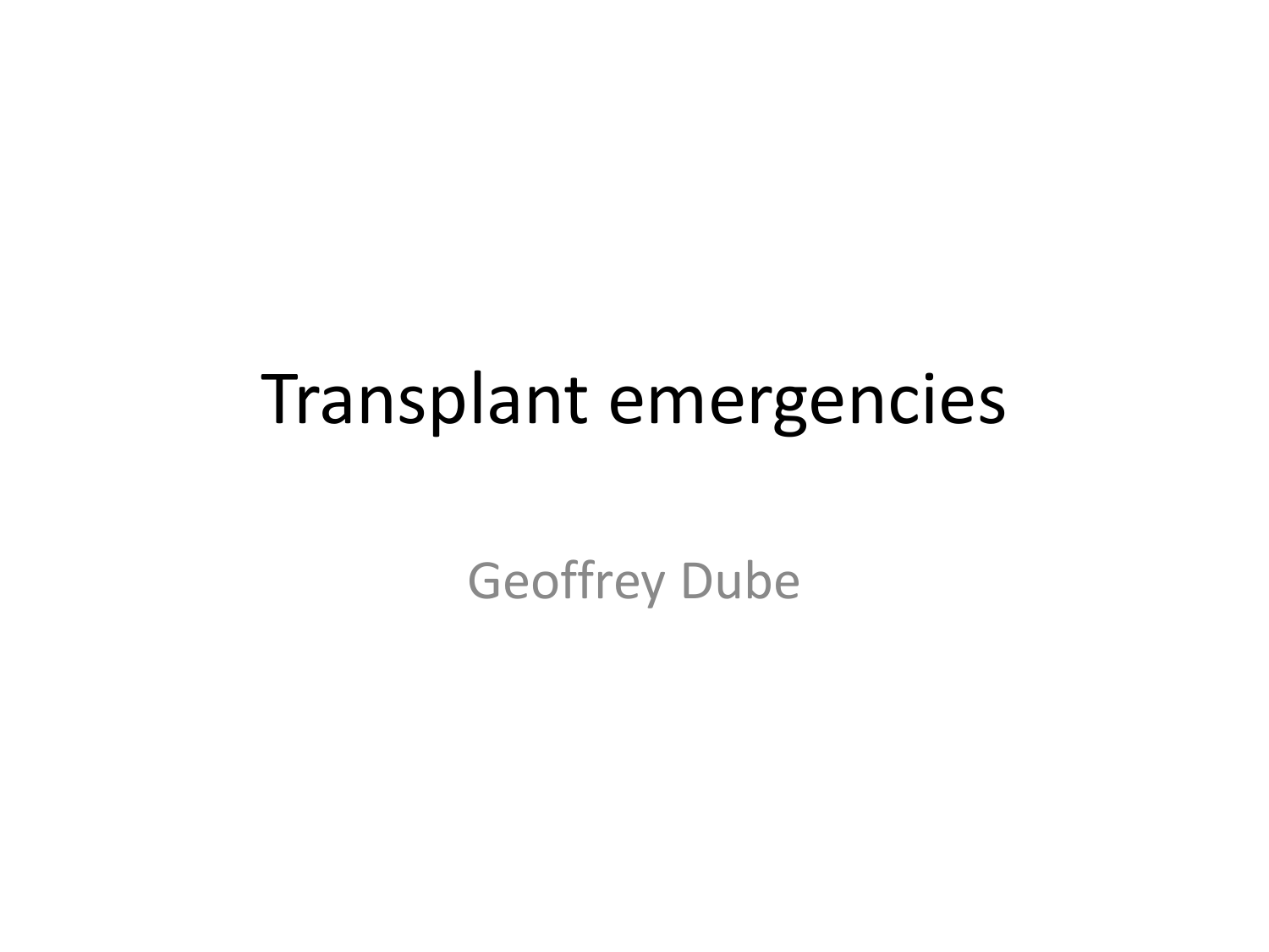# Transplant emergencies

Geoffrey Dube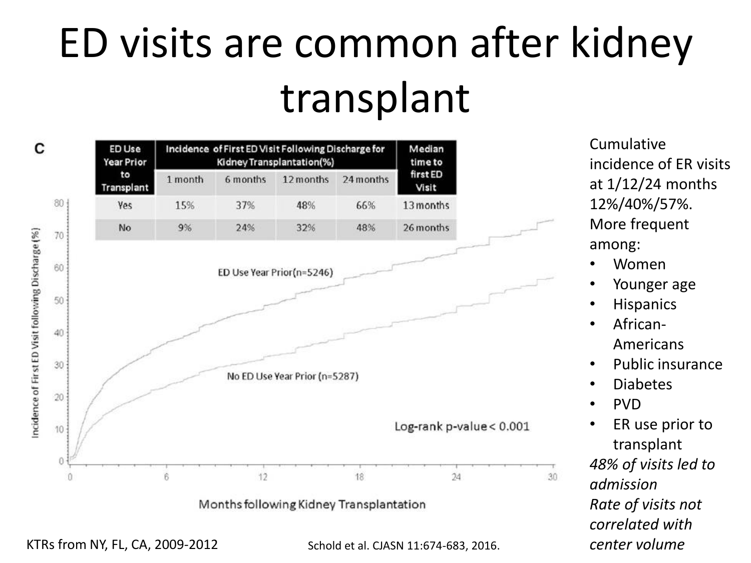# ED visits are common after kidney transplant

C

| ED Use Year Prior to Transplant | Incidence of First ED Visit Following Discharge for Kidney Transplantation(%) | | | | Median time to first ED Visit |
|---|---|---|---|---|---|
| | 1 month | 6 months | 12 months | 24 months | |
| Yes | 15% | 37% | 48% | 66% | 13 months |
| No | 9% | 24% | 32% | 48% | 26 months |

Incidence of First ED Visit following Discharge (%)

80
70
60
50
40
30
20
10
0

ED Use Year Prior(n=5246)

No ED Use Year Prior (n=5287)

Log-rank p-value < 0.001

0
6
12
18
24
30

Months following Kidney Transplantation

Cumulative incidence of ER visits at 1/12/24 months 12%/40%/57%.

More frequent among:

- Women
- Younger age
- Hispanics
- African-Americans
- Public insurance
- Diabetes
- PVD
- ER use prior to transplant

*48% of visits led to admission*

*Rate of visits not correlated with center volume*

KTRs from NY, FL, CA, 2009-2012

Schold et al. CJASN 11:674-683, 2016.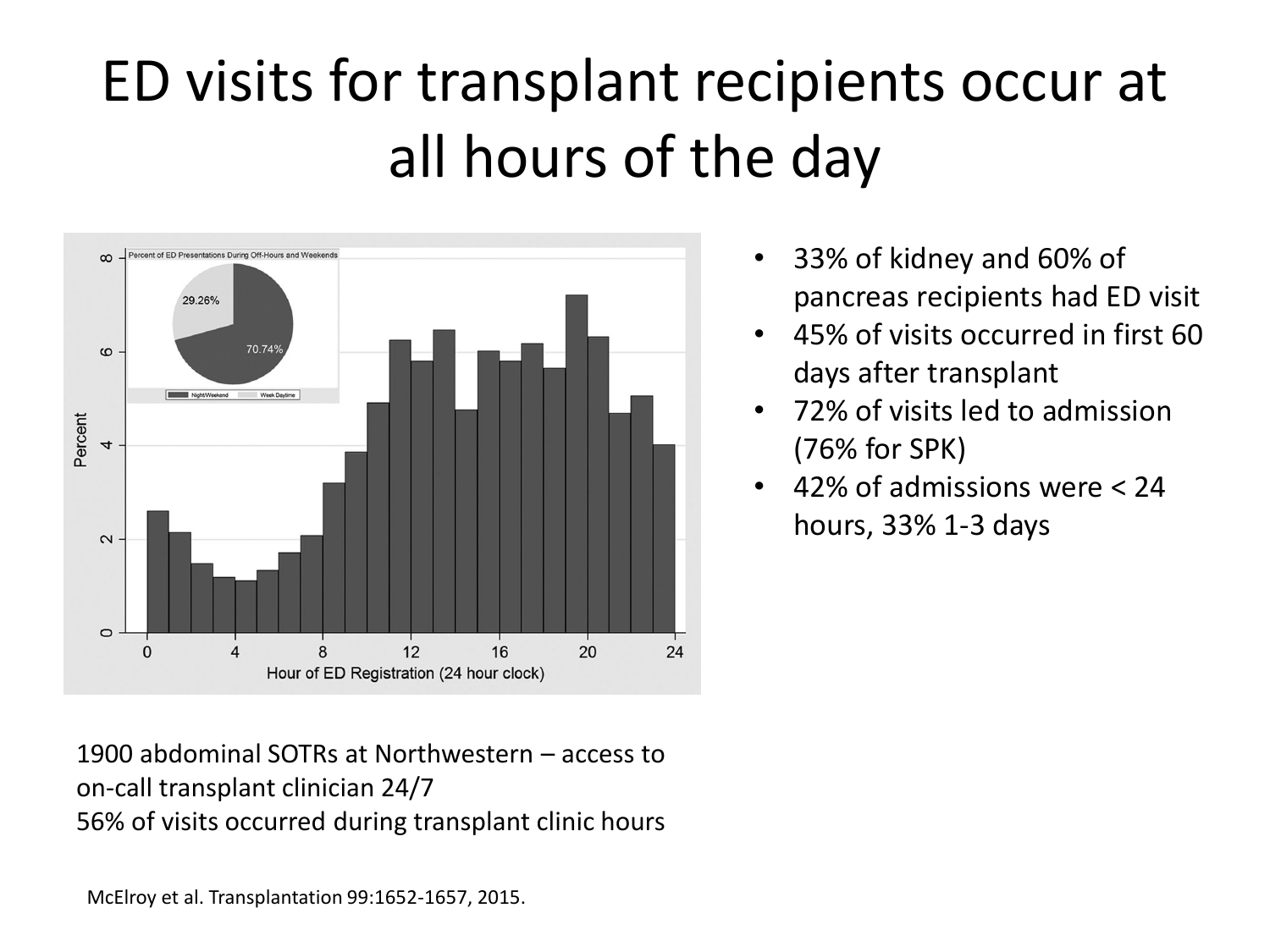# ED visits for transplant recipients occur at all hours of the day

Percent of ED Presentations During Off-Hours and Weekends

29.26%

70.74%

Night/Weekend

Week Daytime

Percent

0

2

4

6

8

0

4

8

12

16

20

24

Hour of ED Registration (24 hour clock)

- 33% of kidney and 60% of pancreas recipients had ED visit
- 45% of visits occurred in first 60 days after transplant
- 72% of visits led to admission (76% for SPK)
- 42% of admissions were < 24 hours, 33% 1-3 days

1900 abdominal SOTRs at Northwestern – access to on-call transplant clinician 24/7
56% of visits occurred during transplant clinic hours

McElroy et al. Transplantation 99:1652-1657, 2015.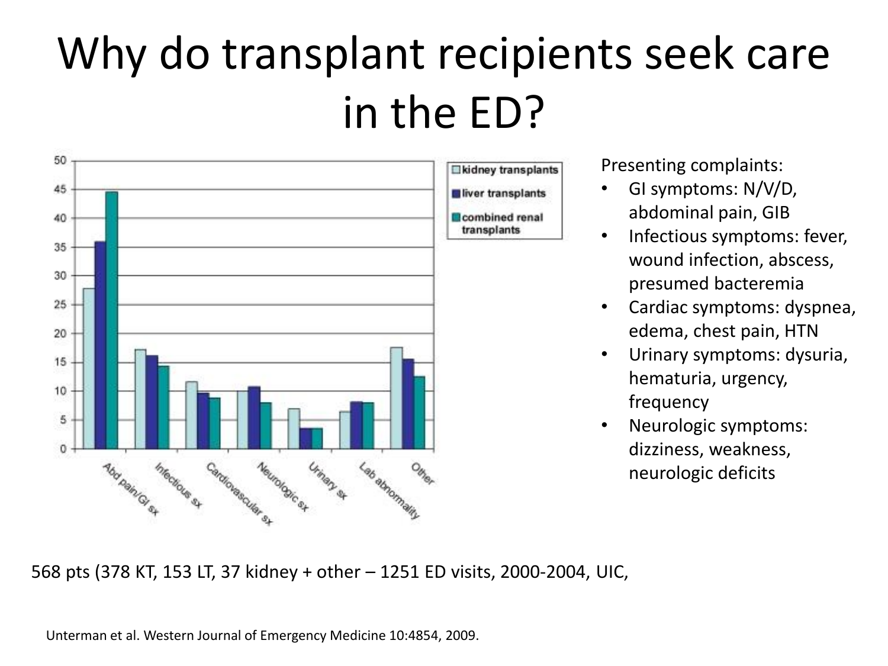# Why do transplant recipients seek care in the ED?

50
45
40
35
30
25
20
15
10
5
0

kidney transplants
liver transplants
combined renal transplants

Abd pain/GI sx
Infectious sx
Cardiovascular sx
Neurologic sx
Urinary sx
Lab abnormality
Other

Presenting complaints:

- GI symptoms: N/V/D, abdominal pain, GIB
- Infectious symptoms: fever, wound infection, abscess, presumed bacteremia
- Cardiac symptoms: dyspnea, edema, chest pain, HTN
- Urinary symptoms: dysuria, hematuria, urgency, frequency
- Neurologic symptoms: dizziness, weakness, neurologic deficits

568 pts (378 KT, 153 LT, 37 kidney + other – 1251 ED visits, 2000-2004, UIC,

Unterman et al. Western Journal of Emergency Medicine 10:4854, 2009.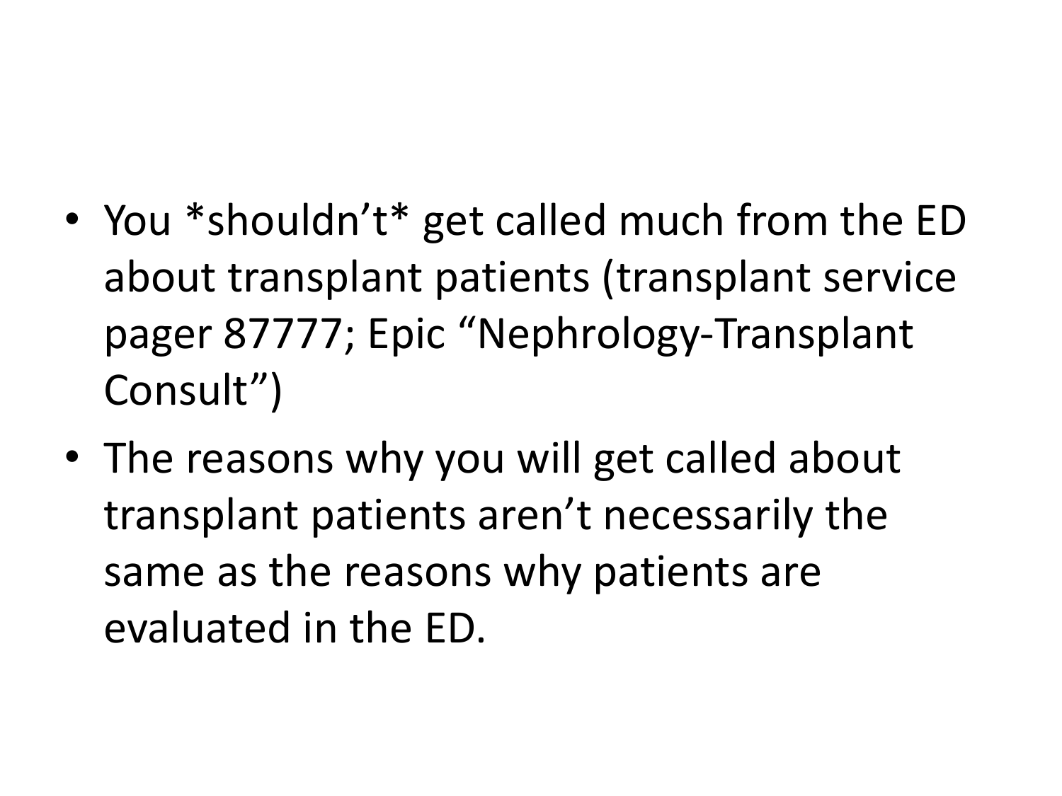- You *shouldn’t* get called much from the ED about transplant patients (transplant service pager 87777; Epic “Nephrology-Transplant Consult”)
- The reasons why you will get called about transplant patients aren’t necessarily the same as the reasons why patients are evaluated in the ED.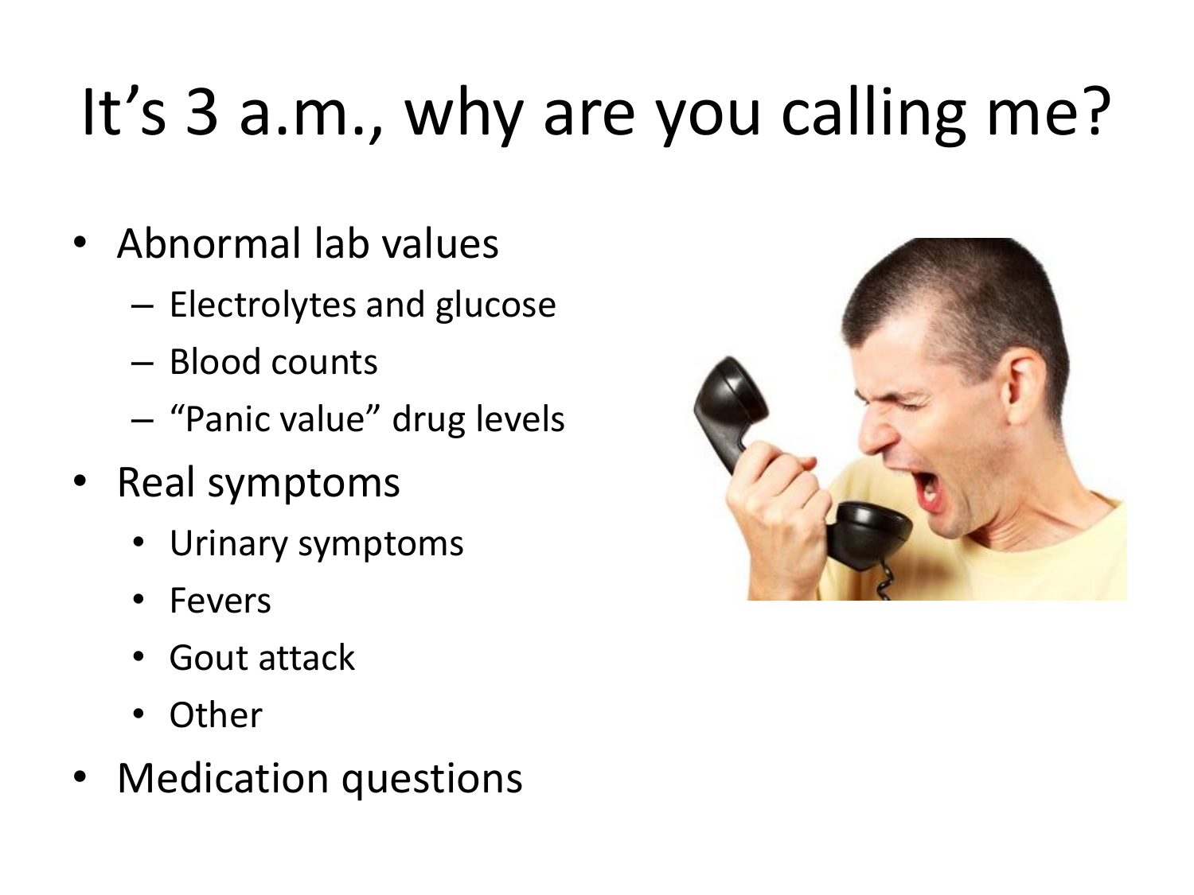# It's 3 a.m., why are you calling me?

- Abnormal lab values
  - Electrolytes and glucose
  - Blood counts
  - "Panic value" drug levels
- Real symptoms
  - Urinary symptoms
  - Fevers
  - Gout attack
  - Other
- Medication questions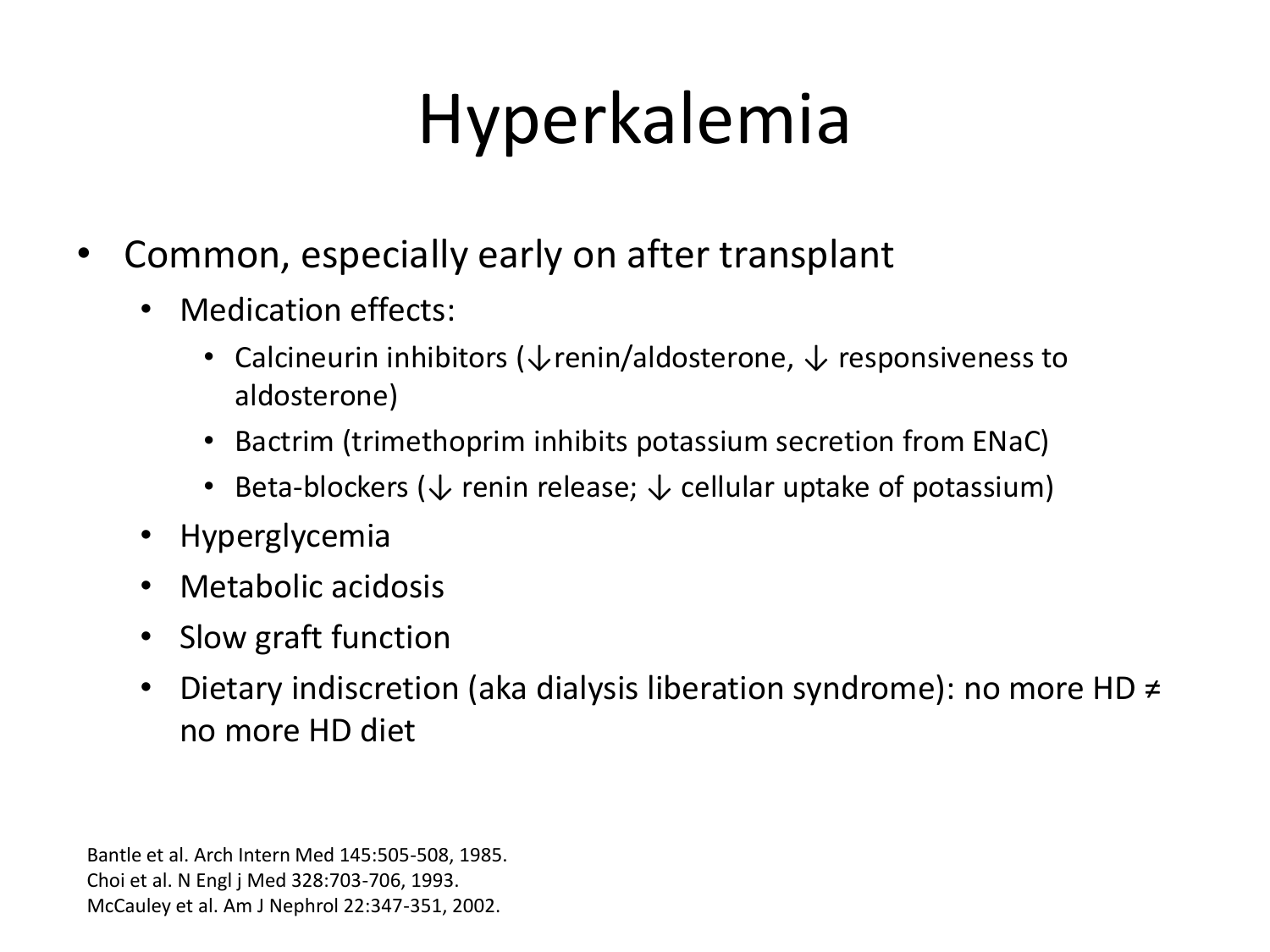# Hyperkalemia

- Common, especially early on after transplant
  - Medication effects:
    - Calcineurin inhibitors (↓renin/aldosterone, ↓ responsiveness to aldosterone)
    - Bactrim (trimethoprim inhibits potassium secretion from ENaC)
    - Beta-blockers (↓ renin release; ↓ cellular uptake of potassium)
  - Hyperglycemia
  - Metabolic acidosis
  - Slow graft function
  - Dietary indiscretion (aka dialysis liberation syndrome): no more HD ≠ no more HD diet

Bantle et al. Arch Intern Med 145:505-508, 1985.
Choi et al. N Engl j Med 328:703-706, 1993.
McCauley et al. Am J Nephrol 22:347-351, 2002.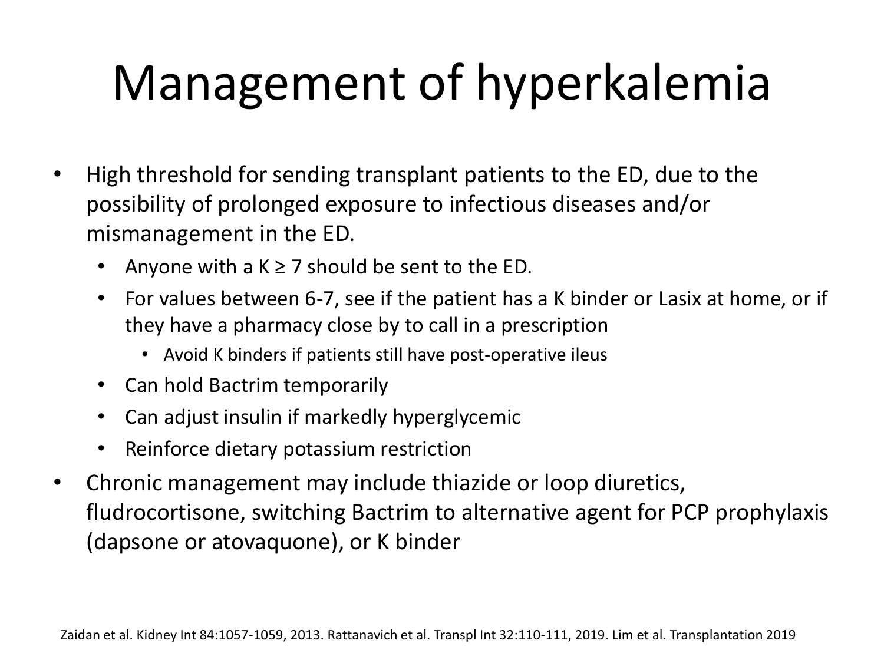# Management of hyperkalemia

- High threshold for sending transplant patients to the ED, due to the possibility of prolonged exposure to infectious diseases and/or mismanagement in the ED.
  - Anyone with a K ≥ 7 should be sent to the ED.
  - For values between 6-7, see if the patient has a K binder or Lasix at home, or if they have a pharmacy close by to call in a prescription
    - Avoid K binders if patients still have post-operative ileus
  - Can hold Bactrim temporarily
  - Can adjust insulin if markedly hyperglycemic
  - Reinforce dietary potassium restriction
- Chronic management may include thiazide or loop diuretics, fludrocortisone, switching Bactrim to alternative agent for PCP prophylaxis (dapsone or atovaquone), or K binder

Zaidan et al. Kidney Int 84:1057-1059, 2013. Rattanavich et al. Transpl Int 32:110-111, 2019. Lim et al. Transplantation 2019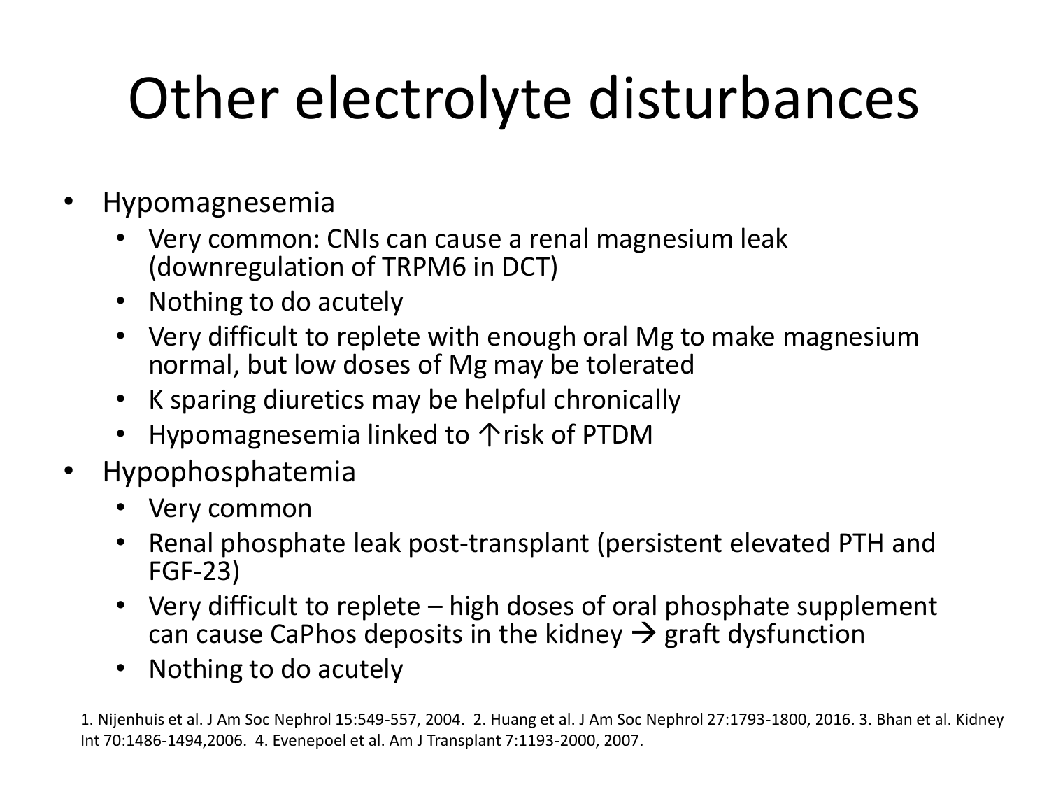# Other electrolyte disturbances

- Hypomagnesemia
  - Very common: CNIs can cause a renal magnesium leak (downregulation of TRPM6 in DCT)
  - Nothing to do acutely
  - Very difficult to replete with enough oral Mg to make magnesium normal, but low doses of Mg may be tolerated
  - K sparing diuretics may be helpful chronically
  - Hypomagnesemia linked to ↑risk of PTDM
- Hypophosphatemia
  - Very common
  - Renal phosphate leak post-transplant (persistent elevated PTH and FGF-23)
  - Very difficult to replete – high doses of oral phosphate supplement can cause CaPhos deposits in the kidney → graft dysfunction
  - Nothing to do acutely

1. Nijenhuis et al. J Am Soc Nephrol 15:549-557, 2004. 2. Huang et al. J Am Soc Nephrol 27:1793-1800, 2016. 3. Bhan et al. Kidney Int 70:1486-1494,2006. 4. Evenepoel et al. Am J Transplant 7:1193-2000, 2007.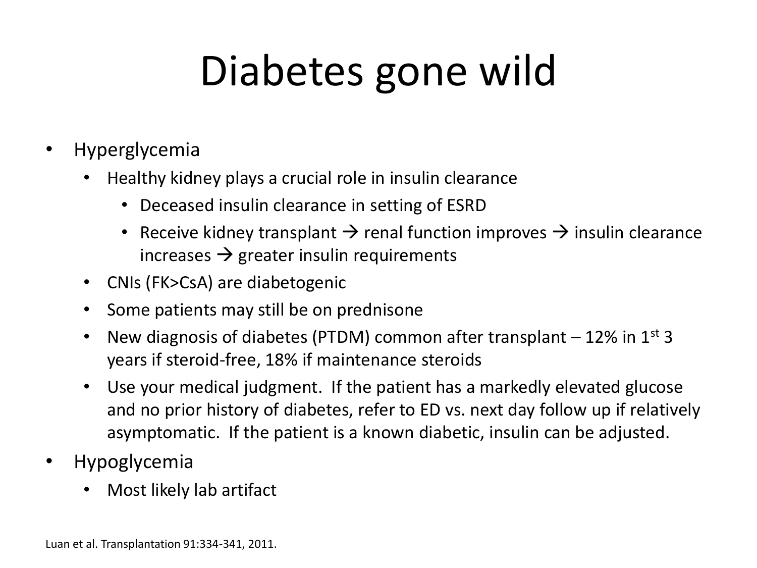# Diabetes gone wild

- Hyperglycemia
  - Healthy kidney plays a crucial role in insulin clearance
    - Deceased insulin clearance in setting of ESRD
    - Receive kidney transplant → renal function improves → insulin clearance increases → greater insulin requirements
  - CNIs (FK>CsA) are diabetogenic
  - Some patients may still be on prednisone
  - New diagnosis of diabetes (PTDM) common after transplant – 12% in 1st 3 years if steroid-free, 18% if maintenance steroids
  - Use your medical judgment. If the patient has a markedly elevated glucose and no prior history of diabetes, refer to ED vs. next day follow up if relatively asymptomatic. If the patient is a known diabetic, insulin can be adjusted.
- Hypoglycemia
  - Most likely lab artifact

Luan et al. Transplantation 91:334-341, 2011.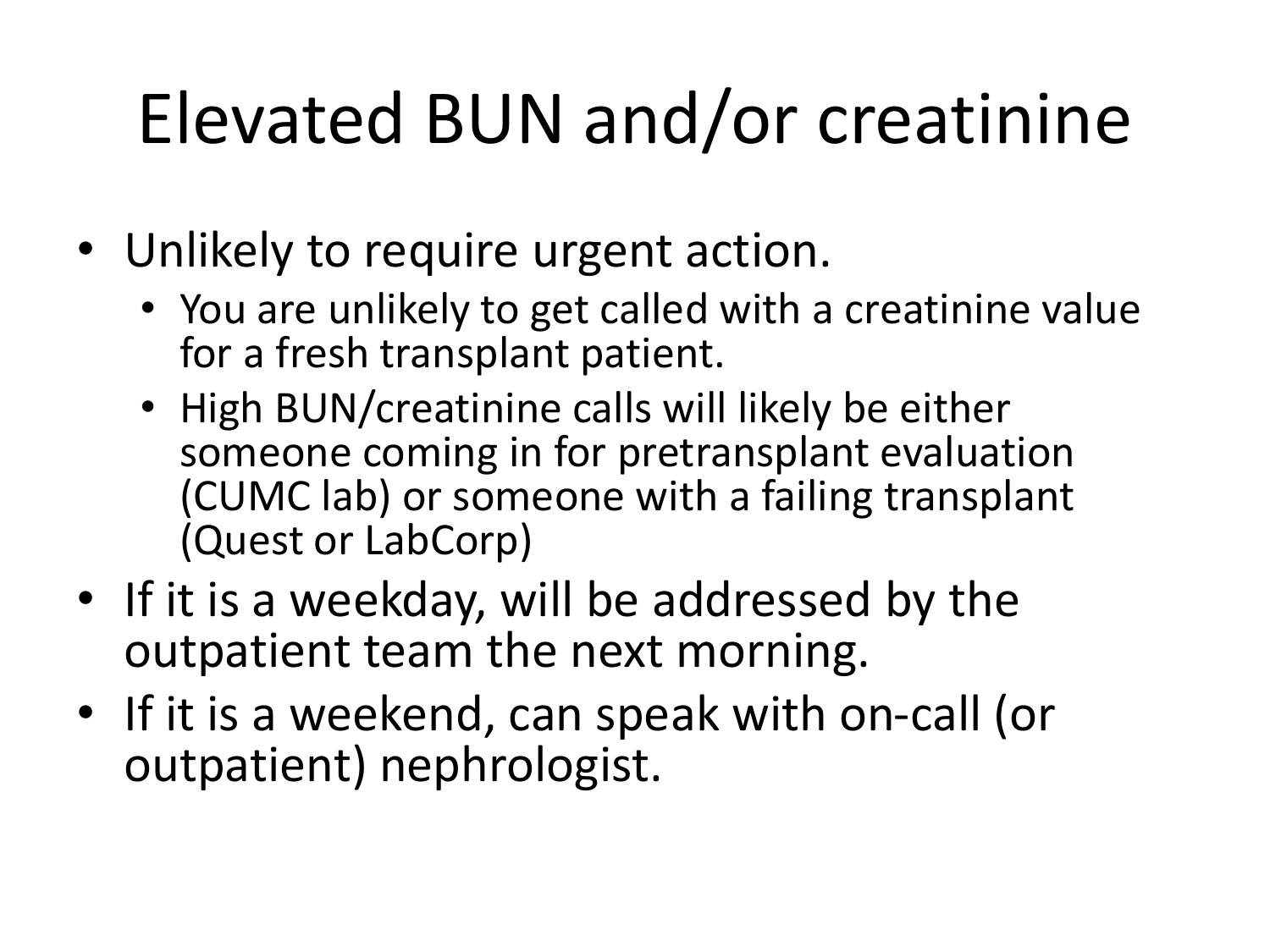# Elevated BUN and/or creatinine

- Unlikely to require urgent action.
  - You are unlikely to get called with a creatinine value for a fresh transplant patient.
  - High BUN/creatinine calls will likely be either someone coming in for pretransplant evaluation (CUMC lab) or someone with a failing transplant (Quest or LabCorp)
- If it is a weekday, will be addressed by the outpatient team the next morning.
- If it is a weekend, can speak with on-call (or outpatient) nephrologist.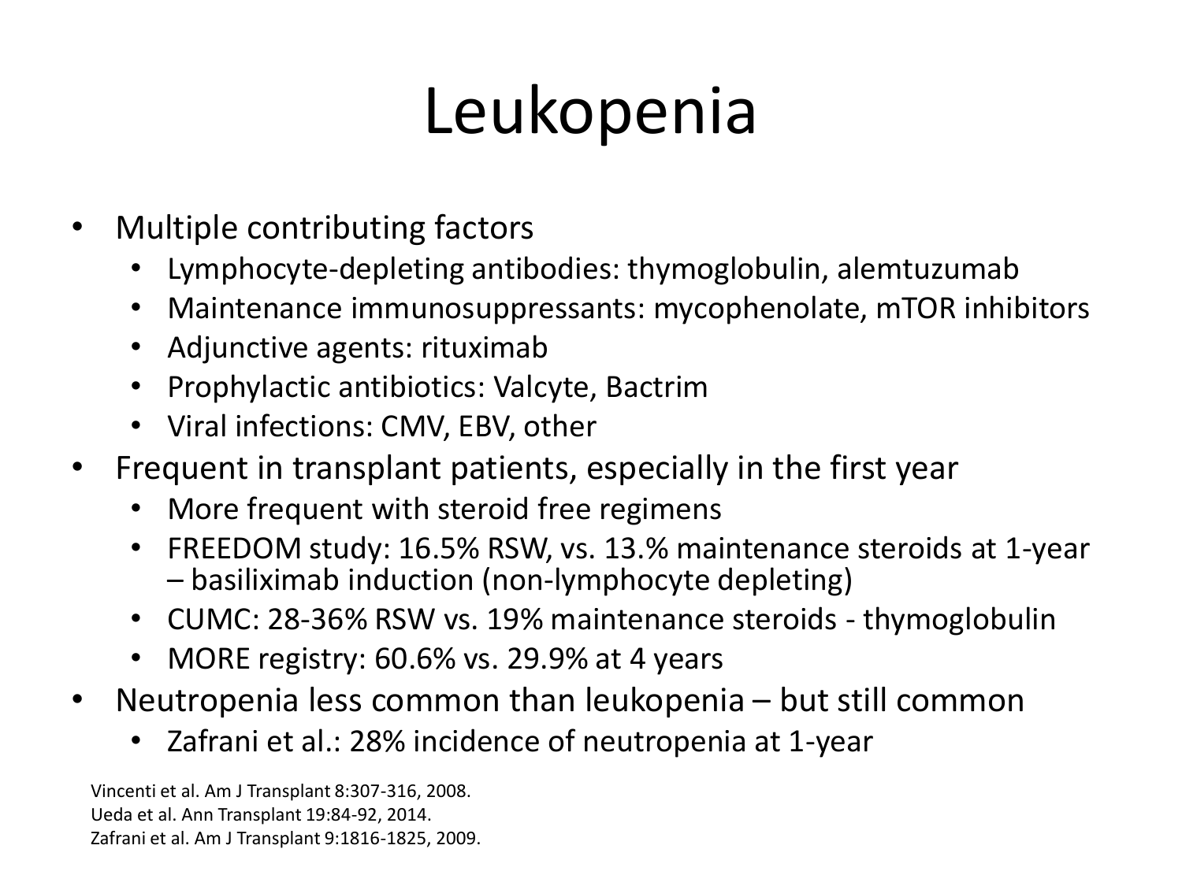# Leukopenia

- Multiple contributing factors
  - Lymphocyte-depleting antibodies: thymoglobulin, alemtuzumab
  - Maintenance immunosuppressants: mycophenolate, mTOR inhibitors
  - Adjunctive agents: rituximab
  - Prophylactic antibiotics: Valcyte, Bactrim
  - Viral infections: CMV, EBV, other
- Frequent in transplant patients, especially in the first year
  - More frequent with steroid free regimens
  - FREEDOM study: 16.5% RSW, vs. 13.% maintenance steroids at 1-year – basiliximab induction (non-lymphocyte depleting)
  - CUMC: 28-36% RSW vs. 19% maintenance steroids - thymoglobulin
  - MORE registry: 60.6% vs. 29.9% at 4 years
- Neutropenia less common than leukopenia – but still common
  - Zafrani et al.: 28% incidence of neutropenia at 1-year

Vincenti et al. Am J Transplant 8:307-316, 2008.
Ueda et al. Ann Transplant 19:84-92, 2014.
Zafrani et al. Am J Transplant 9:1816-1825, 2009.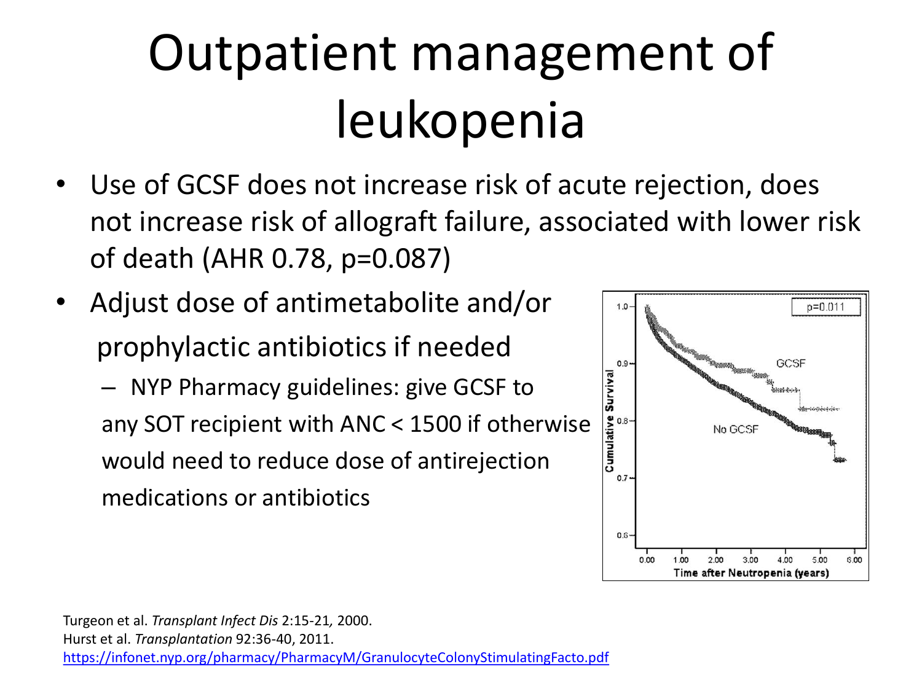# Outpatient management of leukopenia

- Use of GCSF does not increase risk of acute rejection, does not increase risk of allograft failure, associated with lower risk of death (AHR 0.78, p=0.087)
- Adjust dose of antimetabolite and/or prophylactic antibiotics if needed
  - NYP Pharmacy guidelines: give GCSF to any SOT recipient with ANC < 1500 if otherwise would need to reduce dose of antirejection medications or antibiotics

Turgeon et al. *Transplant Infect Dis* 2:15-21, 2000.
Hurst et al. *Transplantation* 92:36-40, 2011.
https://infonet.nyp.org/pharmacy/PharmacyM/GranulocyteColonyStimulatingFacto.pdf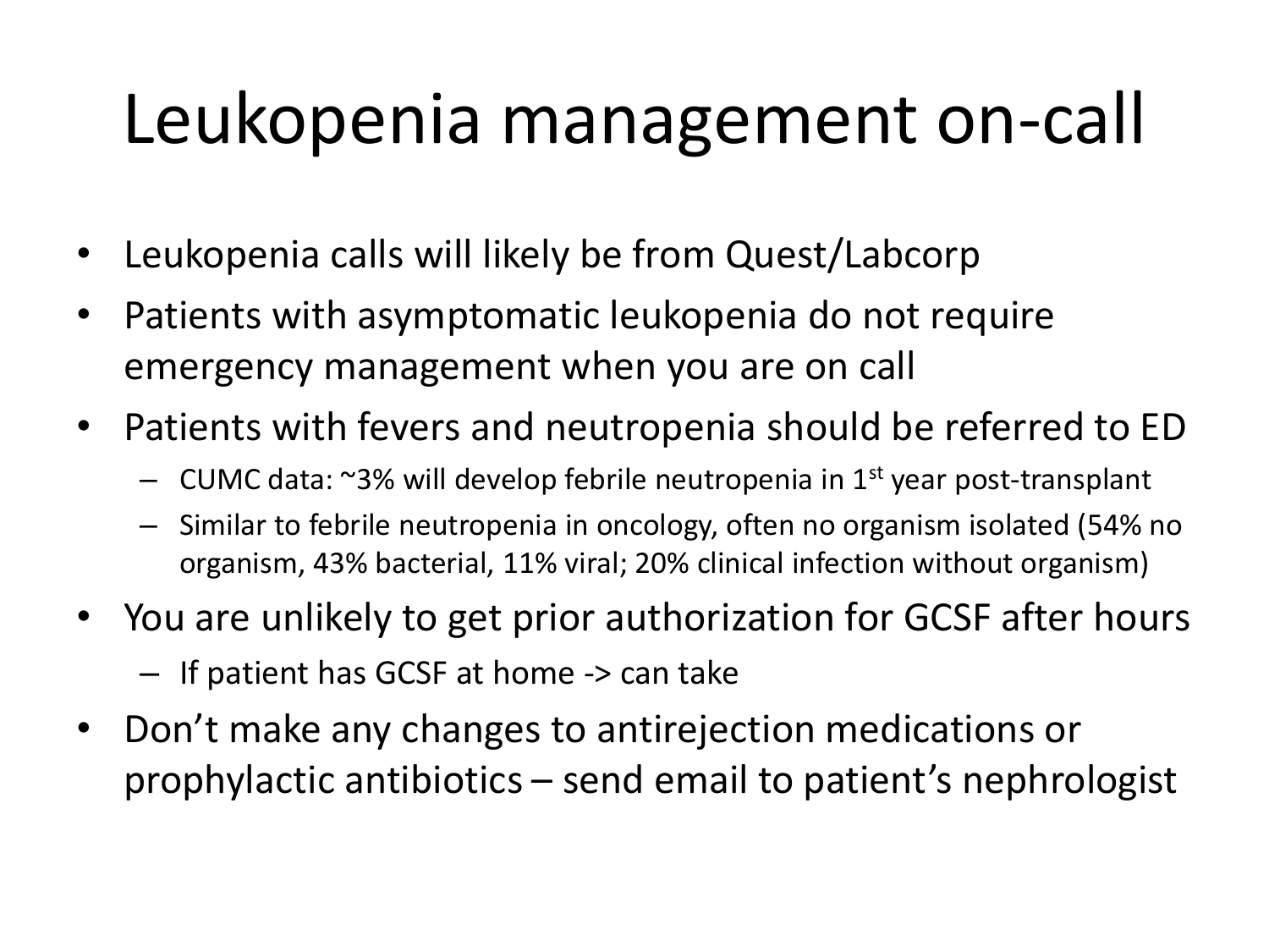# Leukopenia management on-call

- Leukopenia calls will likely be from Quest/Labcorp
- Patients with asymptomatic leukopenia do not require emergency management when you are on call
- Patients with fevers and neutropenia should be referred to ED
  - CUMC data: ~3% will develop febrile neutropenia in 1st year post-transplant
  - Similar to febrile neutropenia in oncology, often no organism isolated (54% no organism, 43% bacterial, 11% viral; 20% clinical infection without organism)
- You are unlikely to get prior authorization for GCSF after hours
  - If patient has GCSF at home -> can take
- Don't make any changes to antirejection medications or prophylactic antibiotics – send email to patient's nephrologist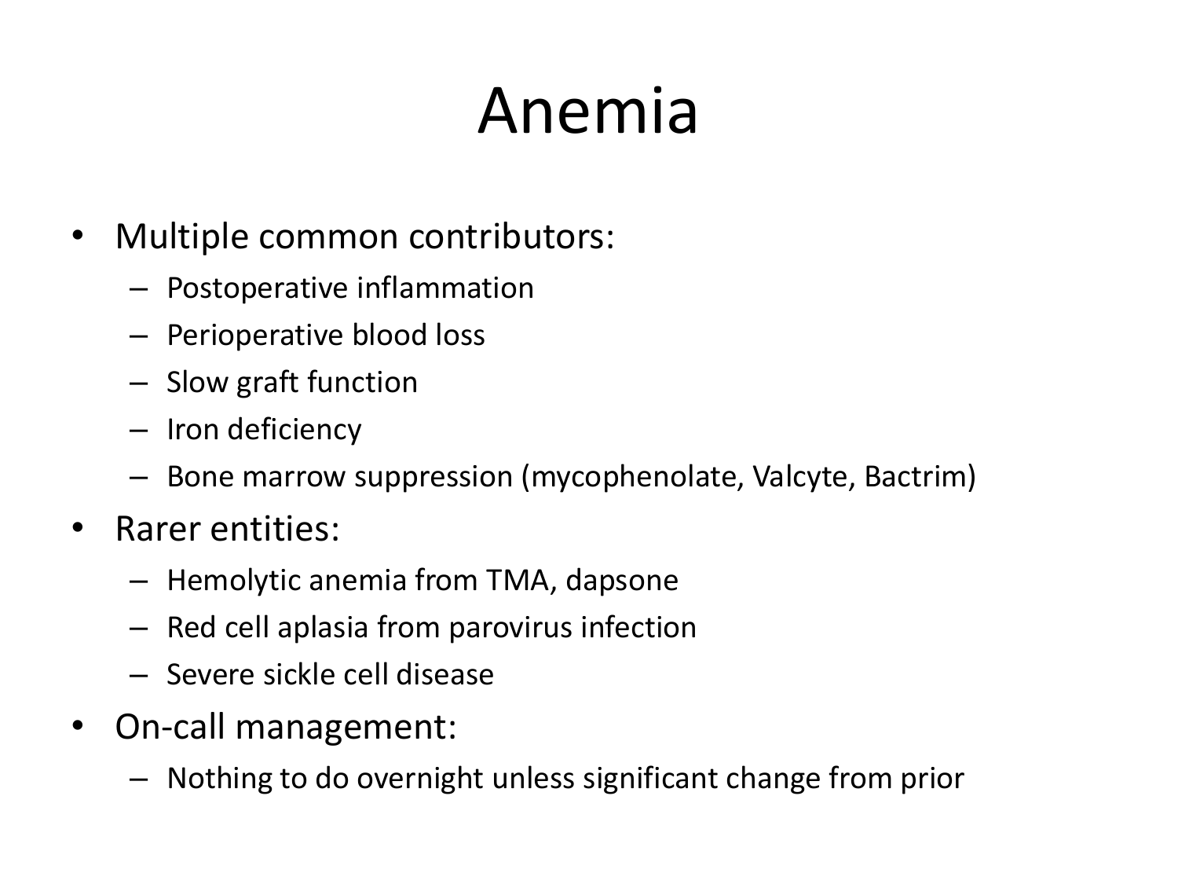# Anemia

- Multiple common contributors:
  - Postoperative inflammation
  - Perioperative blood loss
  - Slow graft function
  - Iron deficiency
  - Bone marrow suppression (mycophenolate, Valcyte, Bactrim)
- Rarer entities:
  - Hemolytic anemia from TMA, dapsone
  - Red cell aplasia from parovirus infection
  - Severe sickle cell disease
- On-call management:
  - Nothing to do overnight unless significant change from prior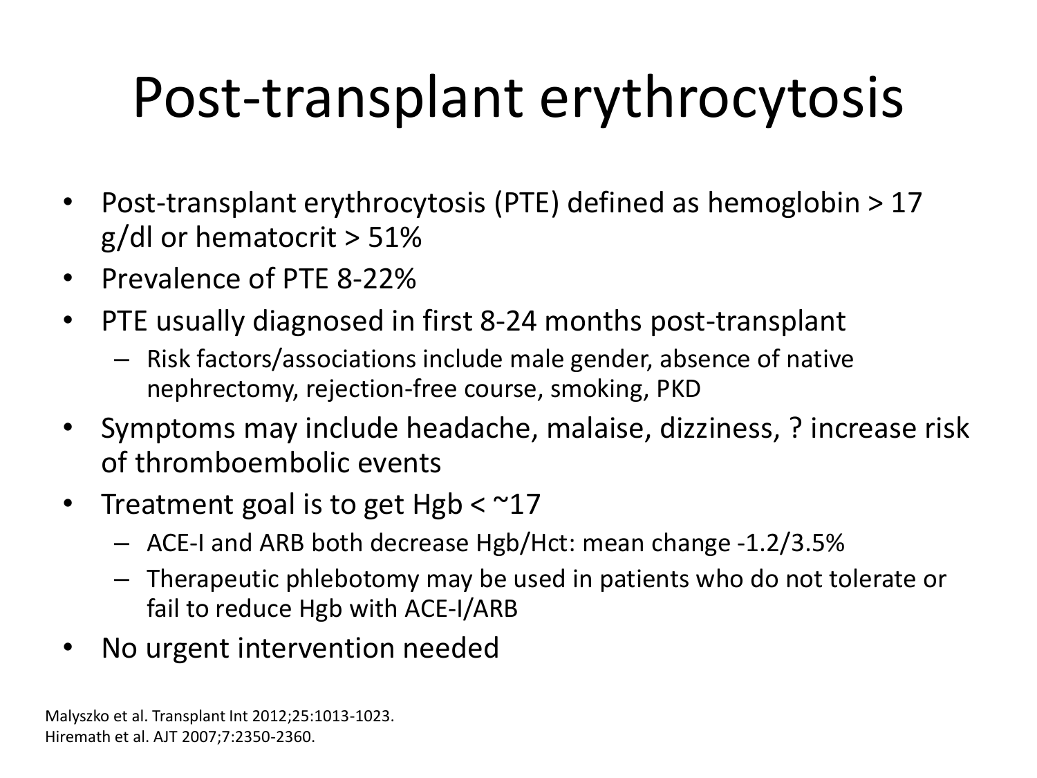# Post-transplant erythrocytosis

- Post-transplant erythrocytosis (PTE) defined as hemoglobin > 17 g/dl or hematocrit > 51%
- Prevalence of PTE 8-22%
- PTE usually diagnosed in first 8-24 months post-transplant
  - Risk factors/associations include male gender, absence of native nephrectomy, rejection-free course, smoking, PKD
- Symptoms may include headache, malaise, dizziness, ? increase risk of thromboembolic events
- Treatment goal is to get Hgb < ~17
  - ACE-I and ARB both decrease Hgb/Hct: mean change -1.2/3.5%
  - Therapeutic phlebotomy may be used in patients who do not tolerate or fail to reduce Hgb with ACE-I/ARB
- No urgent intervention needed

Malyszko et al. Transplant Int 2012;25:1013-1023.
Hiremath et al. AJT 2007;7:2350-2360.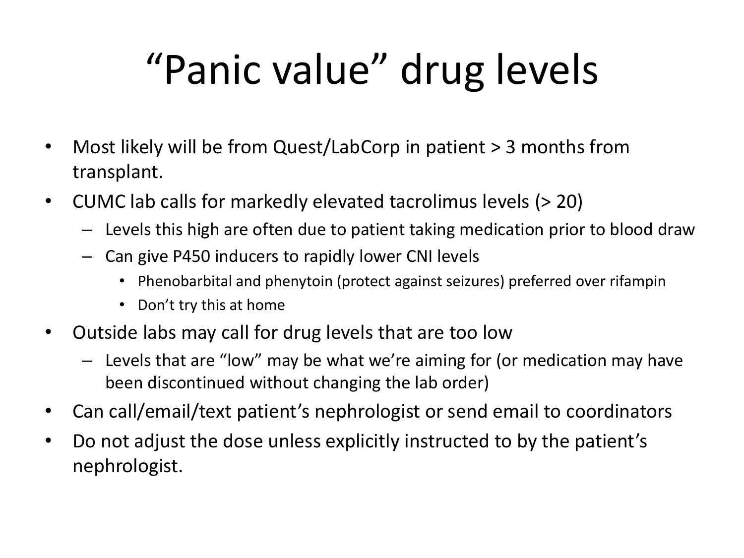# “Panic value” drug levels

- Most likely will be from Quest/LabCorp in patient > 3 months from transplant.
- CUMC lab calls for markedly elevated tacrolimus levels (> 20)
  - Levels this high are often due to patient taking medication prior to blood draw
  - Can give P450 inducers to rapidly lower CNI levels
    - Phenobarbital and phenytoin (protect against seizures) preferred over rifampin
    - Don’t try this at home
- Outside labs may call for drug levels that are too low
  - Levels that are “low” may be what we’re aiming for (or medication may have been discontinued without changing the lab order)
- Can call/email/text patient’s nephrologist or send email to coordinators
- Do not adjust the dose unless explicitly instructed to by the patient’s nephrologist.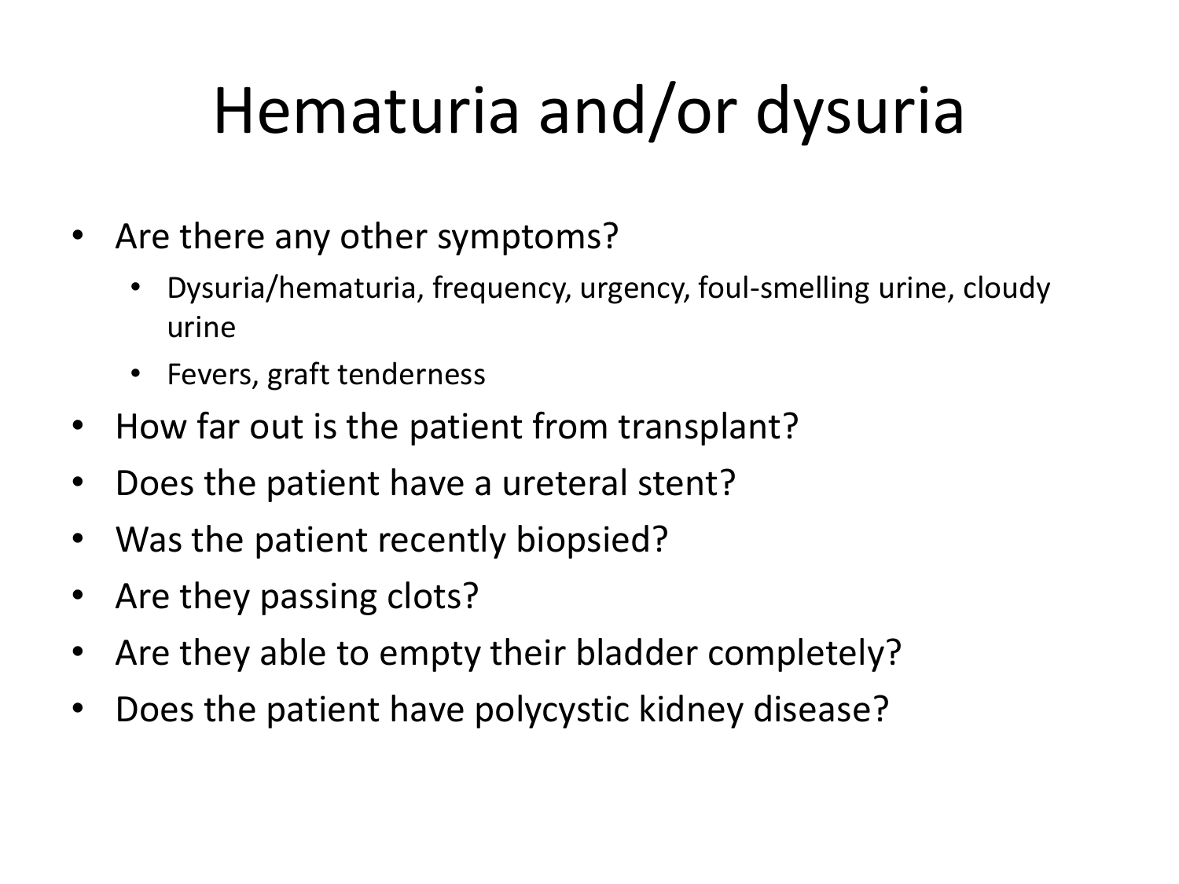# Hematuria and/or dysuria

- Are there any other symptoms?
  - Dysuria/hematuria, frequency, urgency, foul-smelling urine, cloudy urine
  - Fevers, graft tenderness
- How far out is the patient from transplant?
- Does the patient have a ureteral stent?
- Was the patient recently biopsied?
- Are they passing clots?
- Are they able to empty their bladder completely?
- Does the patient have polycystic kidney disease?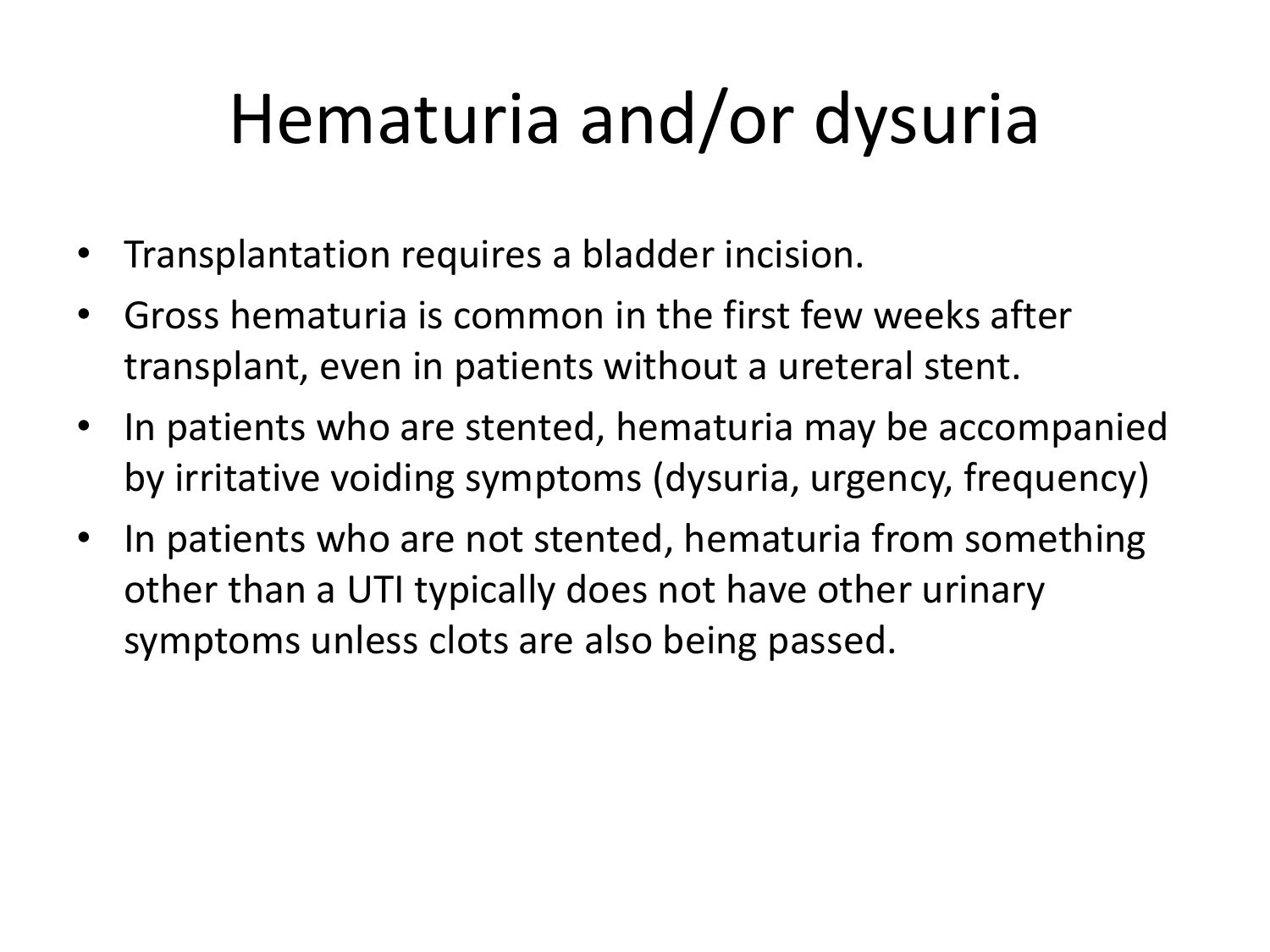# Hematuria and/or dysuria

- Transplantation requires a bladder incision.
- Gross hematuria is common in the first few weeks after transplant, even in patients without a ureteral stent.
- In patients who are stented, hematuria may be accompanied by irritative voiding symptoms (dysuria, urgency, frequency)
- In patients who are not stented, hematuria from something other than a UTI typically does not have other urinary symptoms unless clots are also being passed.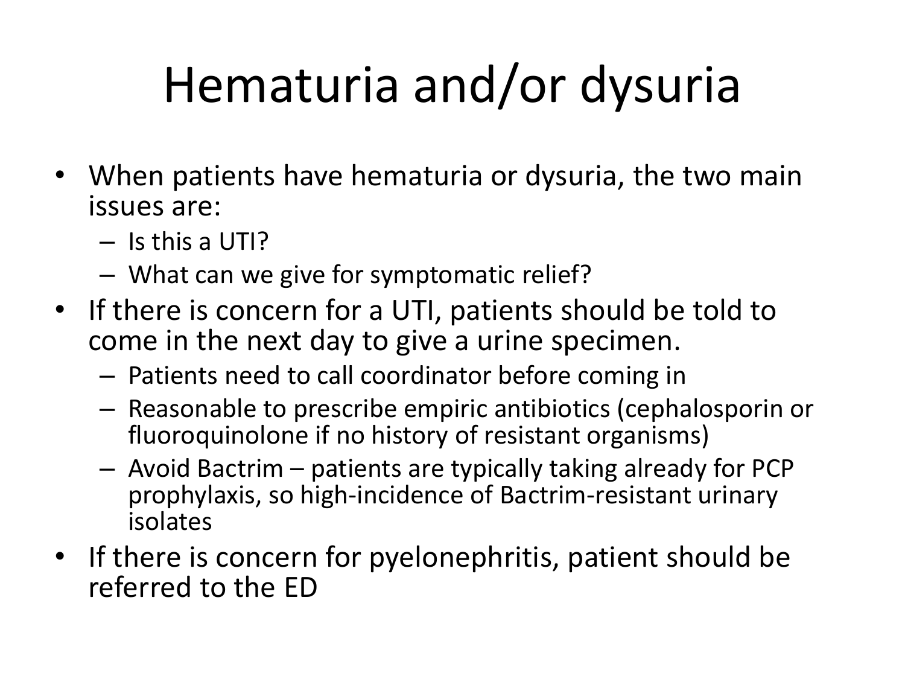# Hematuria and/or dysuria

- When patients have hematuria or dysuria, the two main issues are:
  - Is this a UTI?
  - What can we give for symptomatic relief?
- If there is concern for a UTI, patients should be told to come in the next day to give a urine specimen.
  - Patients need to call coordinator before coming in
  - Reasonable to prescribe empiric antibiotics (cephalosporin or fluoroquinolone if no history of resistant organisms)
  - Avoid Bactrim – patients are typically taking already for PCP prophylaxis, so high-incidence of Bactrim-resistant urinary isolates
- If there is concern for pyelonephritis, patient should be referred to the ED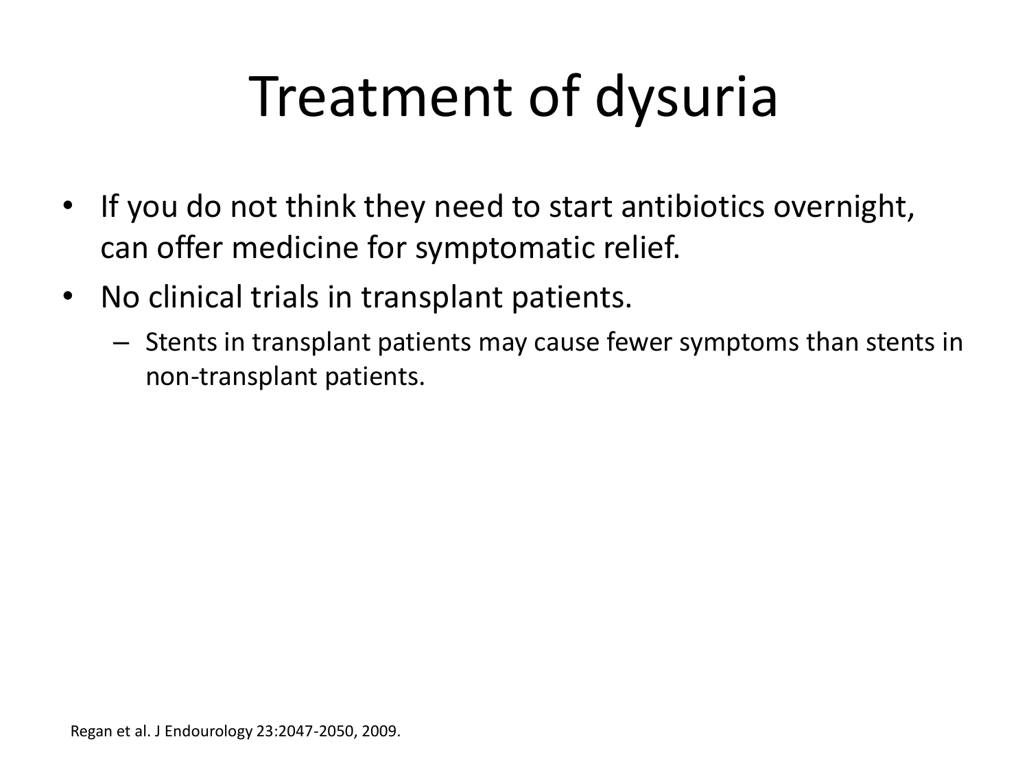# Treatment of dysuria

- If you do not think they need to start antibiotics overnight, can offer medicine for symptomatic relief.
- No clinical trials in transplant patients.
  - Stents in transplant patients may cause fewer symptoms than stents in non-transplant patients.

Regan et al. J Endourology 23:2047-2050, 2009.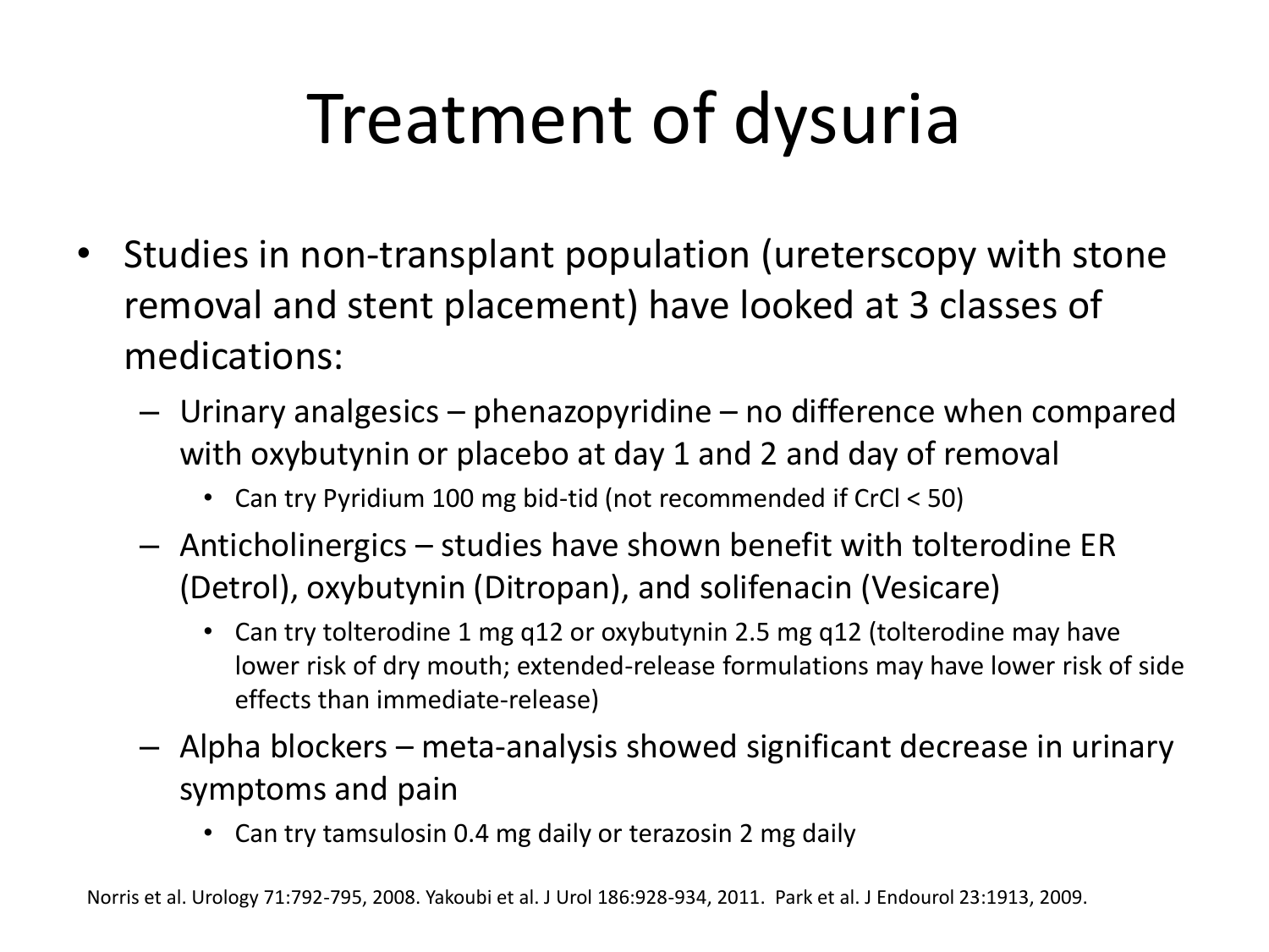# Treatment of dysuria

- Studies in non-transplant population (ureterscopy with stone removal and stent placement) have looked at 3 classes of medications:
  - Urinary analgesics – phenazopyridine – no difference when compared with oxybutynin or placebo at day 1 and 2 and day of removal
    - Can try Pyridium 100 mg bid-tid (not recommended if CrCl < 50)
  - Anticholinergics – studies have shown benefit with tolterodine ER (Detrol), oxybutynin (Ditropan), and solifenacin (Vesicare)
    - Can try tolterodine 1 mg q12 or oxybutynin 2.5 mg q12 (tolterodine may have lower risk of dry mouth; extended-release formulations may have lower risk of side effects than immediate-release)
  - Alpha blockers – meta-analysis showed significant decrease in urinary symptoms and pain
    - Can try tamsulosin 0.4 mg daily or terazosin 2 mg daily

Norris et al. Urology 71:792-795, 2008. Yakoubi et al. J Urol 186:928-934, 2011. Park et al. J Endourol 23:1913, 2009.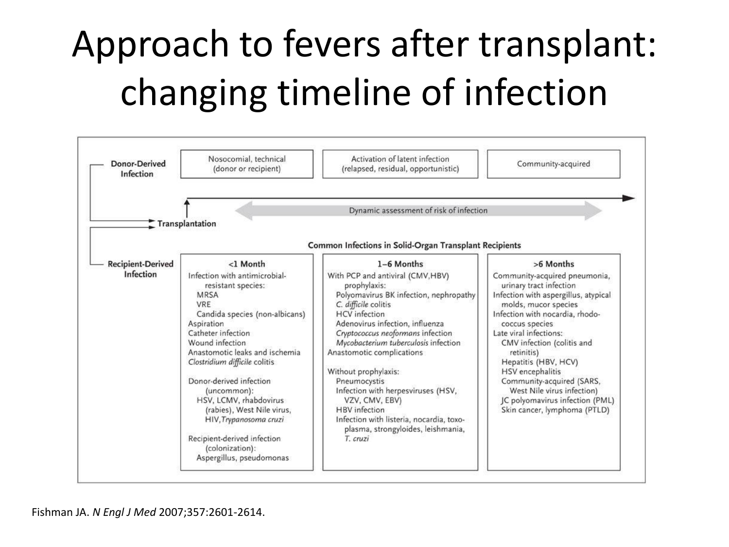# Approach to fevers after transplant: changing timeline of infection

**Donor-Derived Infection** → **Transplantation** ← **Recipient-Derived Infection**

| Nosocomial, technical (donor or recipient) | Activation of latent infection (relapsed, residual, opportunistic) | Community-acquired |
|---|---|---|

Dynamic assessment of risk of infection

**Common Infections in Solid-Organ Transplant Recipients**

**<1 Month**

- Infection with antimicrobial-resistant species:
  - MRSA
  - VRE
  - Candida species (non-albicans)
- Aspiration
- Catheter infection
- Wound infection
- Anastomotic leaks and ischemia
- *Clostridium difficile* colitis

Donor-derived infection (uncommon):
- HSV, LCMV, rhabdovirus (rabies), West Nile virus, HIV, *Trypanosoma cruzi*

Recipient-derived infection (colonization):
- Aspergillus, pseudomonas

**1–6 Months**

With PCP and antiviral (CMV,HBV) prophylaxis:
- Polyomavirus BK infection, nephropathy
- *C. difficile* colitis
- HCV infection
- Adenovirus infection, influenza
- *Cryptococcus neoformans* infection
- *Mycobacterium tuberculosis* infection

Anastomotic complications

Without prophylaxis:
- Pneumocystis
- Infection with herpesviruses (HSV, VZV, CMV, EBV)
- HBV infection
- Infection with listeria, nocardia, toxoplasma, strongyloides, leishmania, *T. cruzi*

**>6 Months**

- Community-acquired pneumonia, urinary tract infection
- Infection with aspergillus, atypical molds, mucor species
- Infection with nocardia, rhodococcus species
- Late viral infections:
  - CMV infection (colitis and retinitis)
  - Hepatitis (HBV, HCV)
  - HSV encephalitis
  - Community-acquired (SARS, West Nile virus infection)
  - JC polyomavirus infection (PML)
  - Skin cancer, lymphoma (PTLD)

Fishman JA. *N Engl J Med* 2007;357:2601-2614.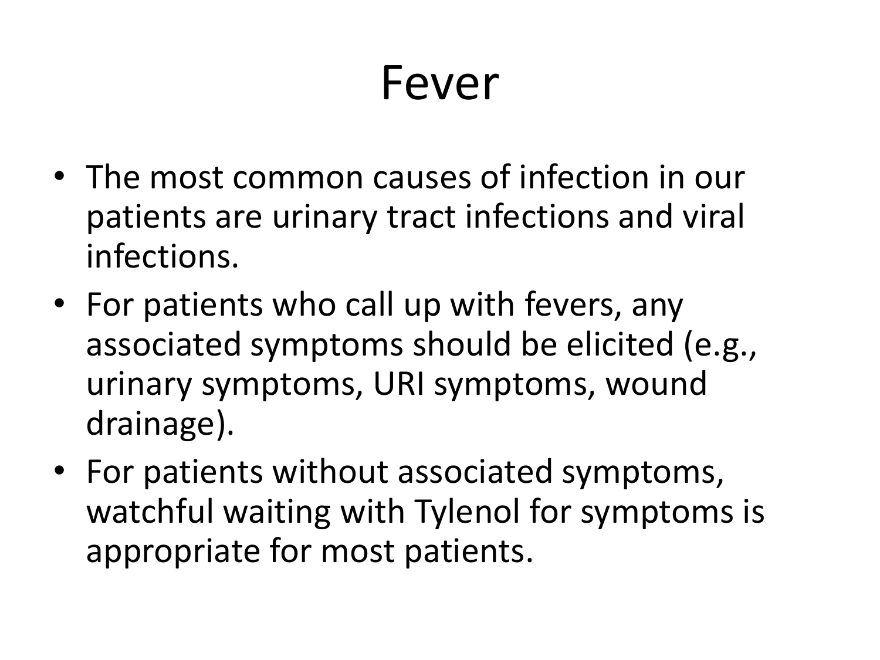# Fever

- The most common causes of infection in our patients are urinary tract infections and viral infections.
- For patients who call up with fevers, any associated symptoms should be elicited (e.g., urinary symptoms, URI symptoms, wound drainage).
- For patients without associated symptoms, watchful waiting with Tylenol for symptoms is appropriate for most patients.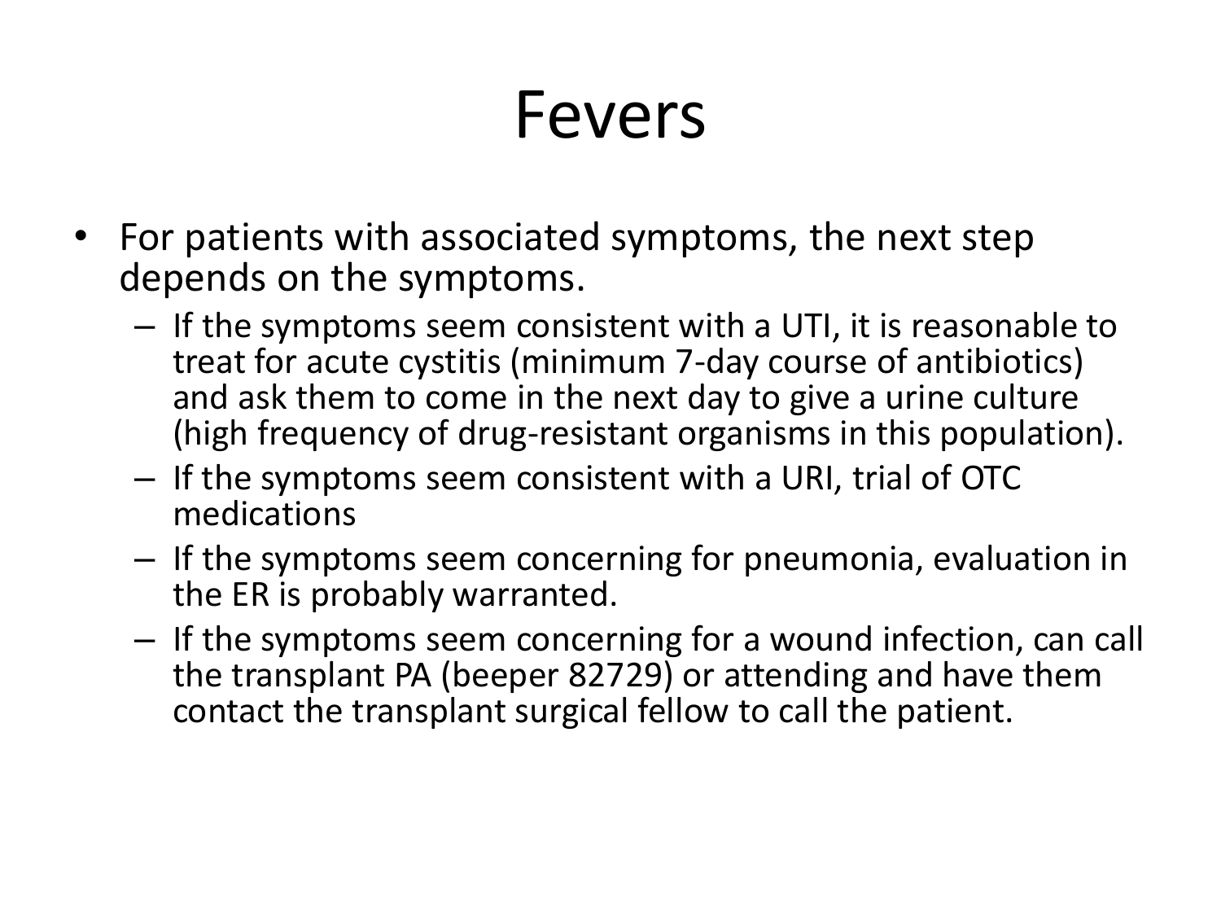# Fevers

- For patients with associated symptoms, the next step depends on the symptoms.
  - If the symptoms seem consistent with a UTI, it is reasonable to treat for acute cystitis (minimum 7-day course of antibiotics) and ask them to come in the next day to give a urine culture (high frequency of drug-resistant organisms in this population).
  - If the symptoms seem consistent with a URI, trial of OTC medications
  - If the symptoms seem concerning for pneumonia, evaluation in the ER is probably warranted.
  - If the symptoms seem concerning for a wound infection, can call the transplant PA (beeper 82729) or attending and have them contact the transplant surgical fellow to call the patient.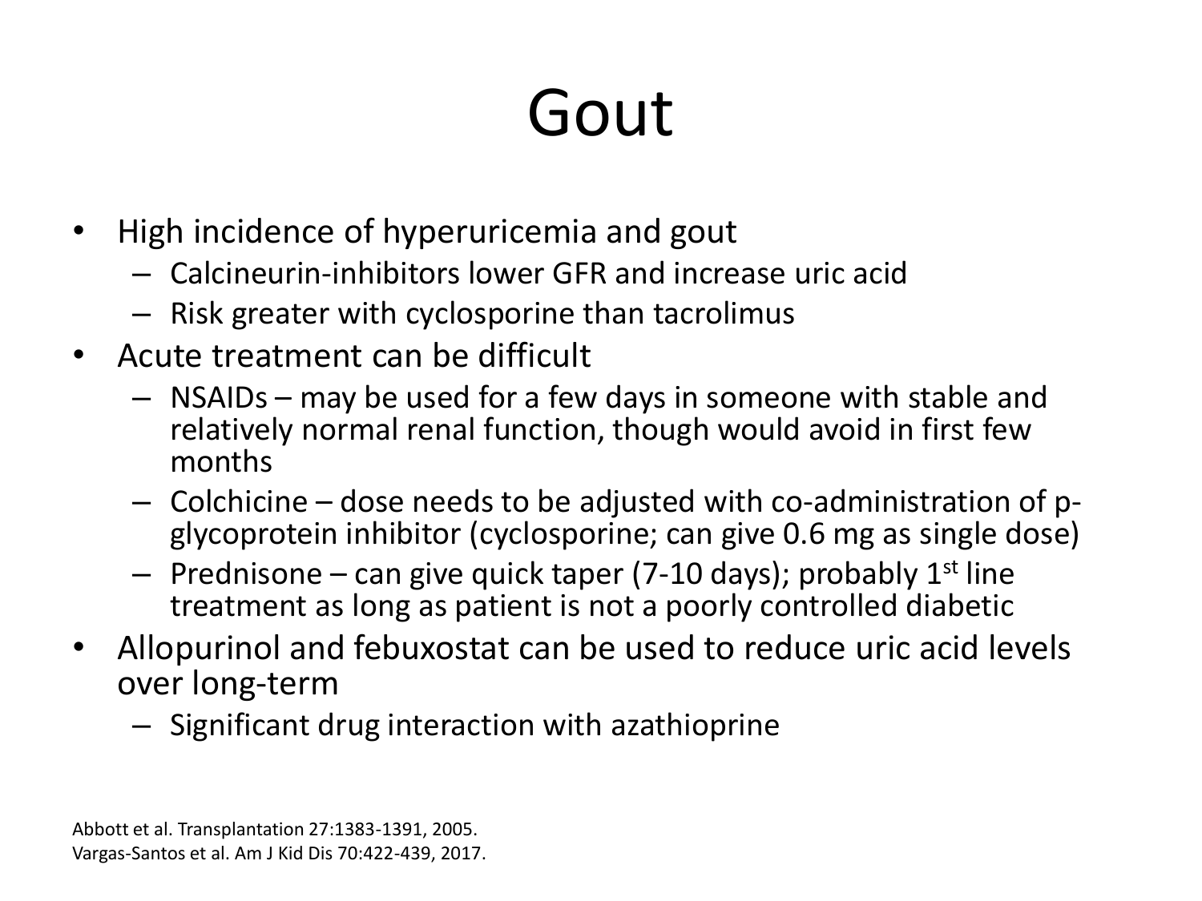# Gout

- High incidence of hyperuricemia and gout
  - Calcineurin-inhibitors lower GFR and increase uric acid
  - Risk greater with cyclosporine than tacrolimus
- Acute treatment can be difficult
  - NSAIDs – may be used for a few days in someone with stable and relatively normal renal function, though would avoid in first few months
  - Colchicine – dose needs to be adjusted with co-administration of p-glycoprotein inhibitor (cyclosporine; can give 0.6 mg as single dose)
  - Prednisone – can give quick taper (7-10 days); probably 1st line treatment as long as patient is not a poorly controlled diabetic
- Allopurinol and febuxostat can be used to reduce uric acid levels over long-term
  - Significant drug interaction with azathioprine

Abbott et al. Transplantation 27:1383-1391, 2005.
Vargas-Santos et al. Am J Kid Dis 70:422-439, 2017.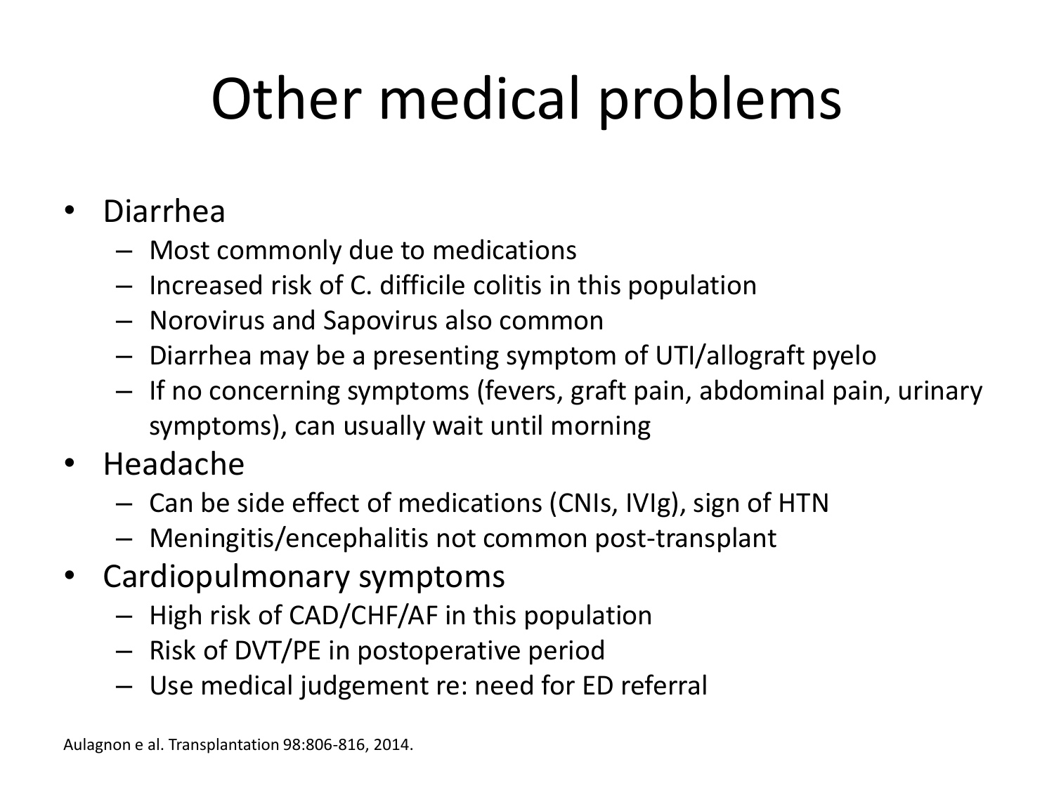# Other medical problems

- Diarrhea
  - Most commonly due to medications
  - Increased risk of C. difficile colitis in this population
  - Norovirus and Sapovirus also common
  - Diarrhea may be a presenting symptom of UTI/allograft pyelo
  - If no concerning symptoms (fevers, graft pain, abdominal pain, urinary symptoms), can usually wait until morning
- Headache
  - Can be side effect of medications (CNIs, IVIg), sign of HTN
  - Meningitis/encephalitis not common post-transplant
- Cardiopulmonary symptoms
  - High risk of CAD/CHF/AF in this population
  - Risk of DVT/PE in postoperative period
  - Use medical judgement re: need for ED referral

Aulagnon e al. Transplantation 98:806-816, 2014.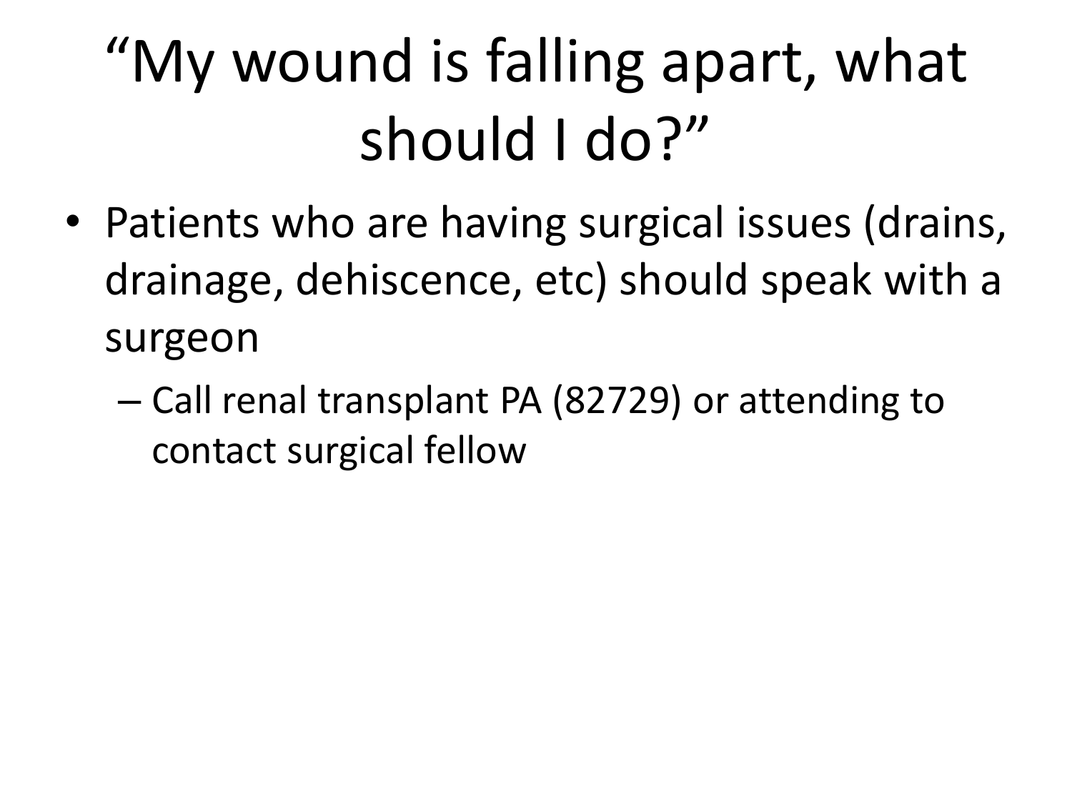# "My wound is falling apart, what should I do?"

- Patients who are having surgical issues (drains, drainage, dehiscence, etc) should speak with a surgeon
  - Call renal transplant PA (82729) or attending to contact surgical fellow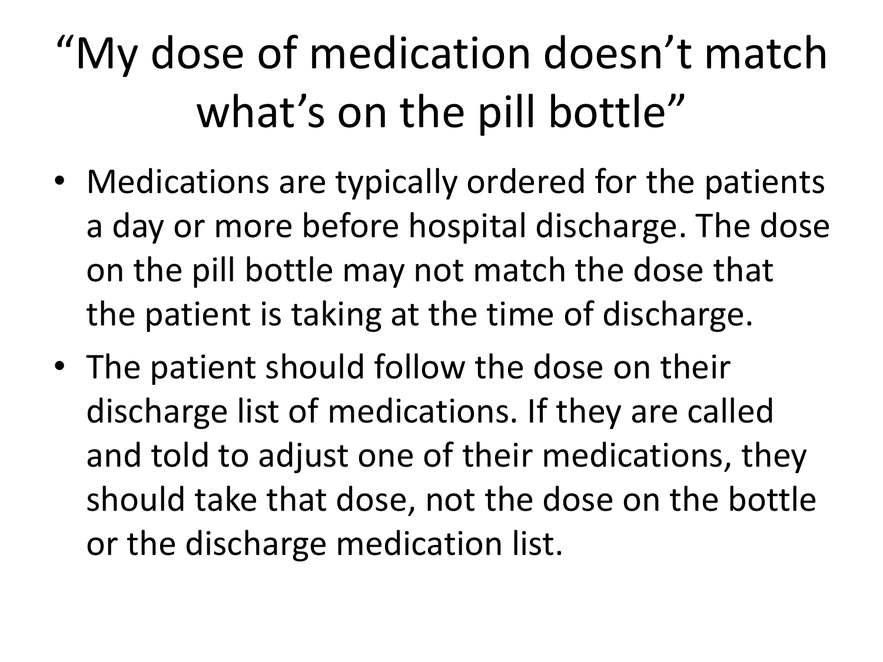# “My dose of medication doesn’t match what’s on the pill bottle”

- Medications are typically ordered for the patients a day or more before hospital discharge. The dose on the pill bottle may not match the dose that the patient is taking at the time of discharge.
- The patient should follow the dose on their discharge list of medications. If they are called and told to adjust one of their medications, they should take that dose, not the dose on the bottle or the discharge medication list.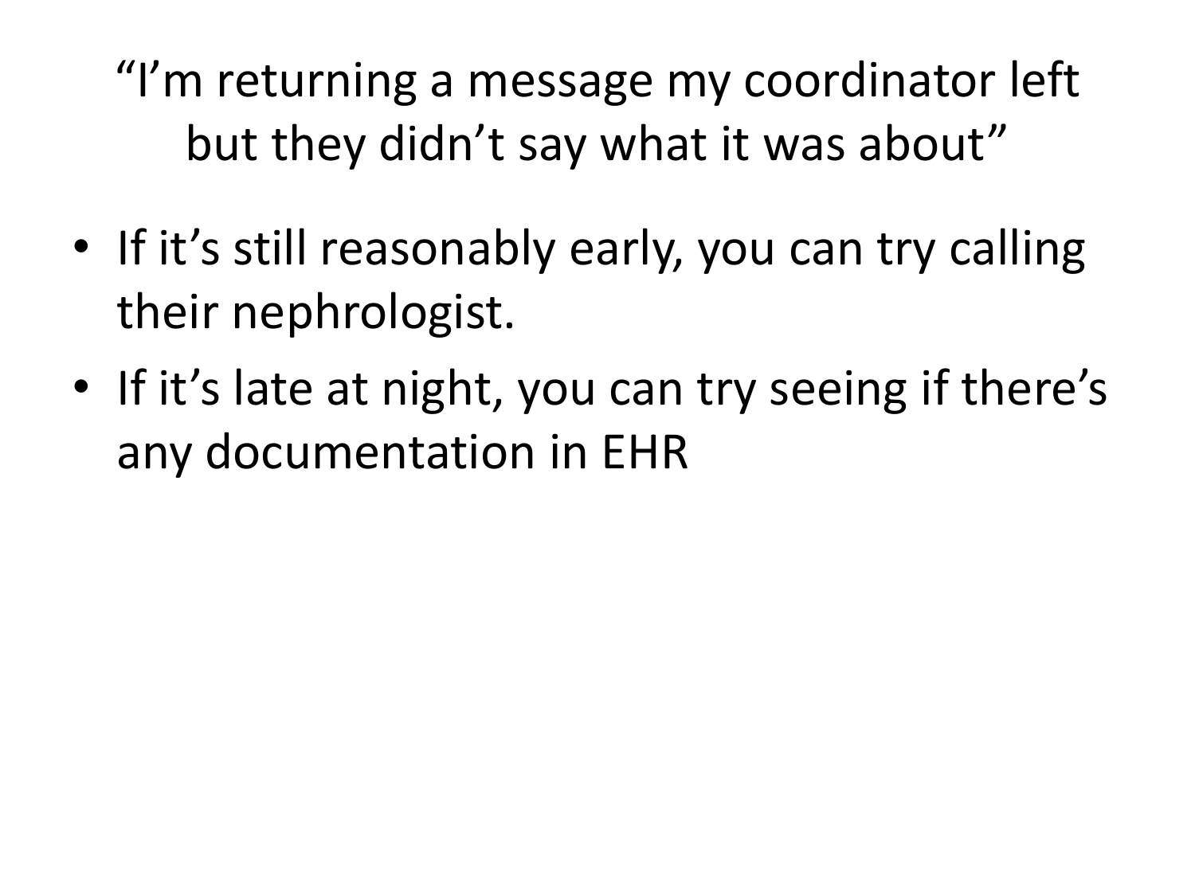# “I’m returning a message my coordinator left but they didn’t say what it was about”

- If it’s still reasonably early, you can try calling their nephrologist.
- If it’s late at night, you can try seeing if there’s any documentation in EHR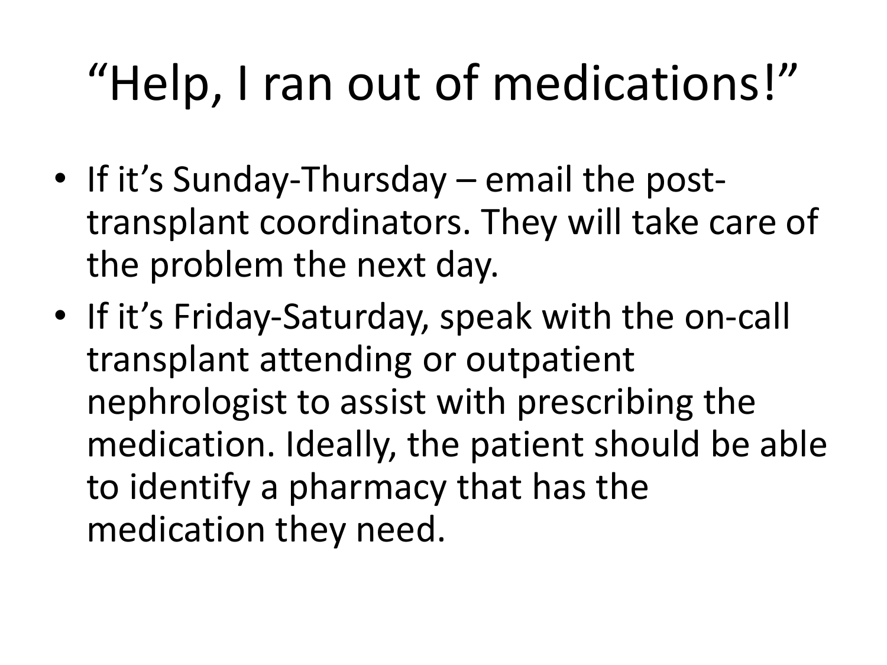# "Help, I ran out of medications!"

- If it's Sunday-Thursday – email the post-transplant coordinators. They will take care of the problem the next day.
- If it's Friday-Saturday, speak with the on-call transplant attending or outpatient nephrologist to assist with prescribing the medication. Ideally, the patient should be able to identify a pharmacy that has the medication they need.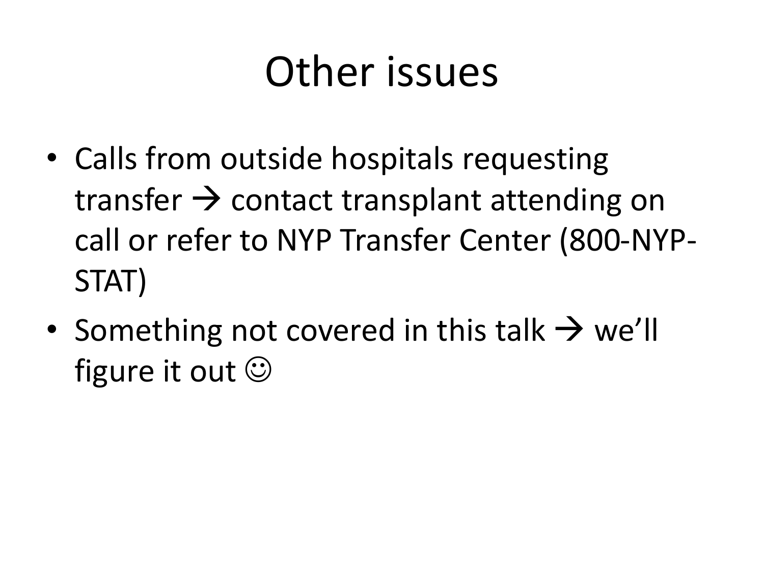# Other issues

- Calls from outside hospitals requesting transfer → contact transplant attending on call or refer to NYP Transfer Center (800-NYP-STAT)
- Something not covered in this talk → we'll figure it out ☺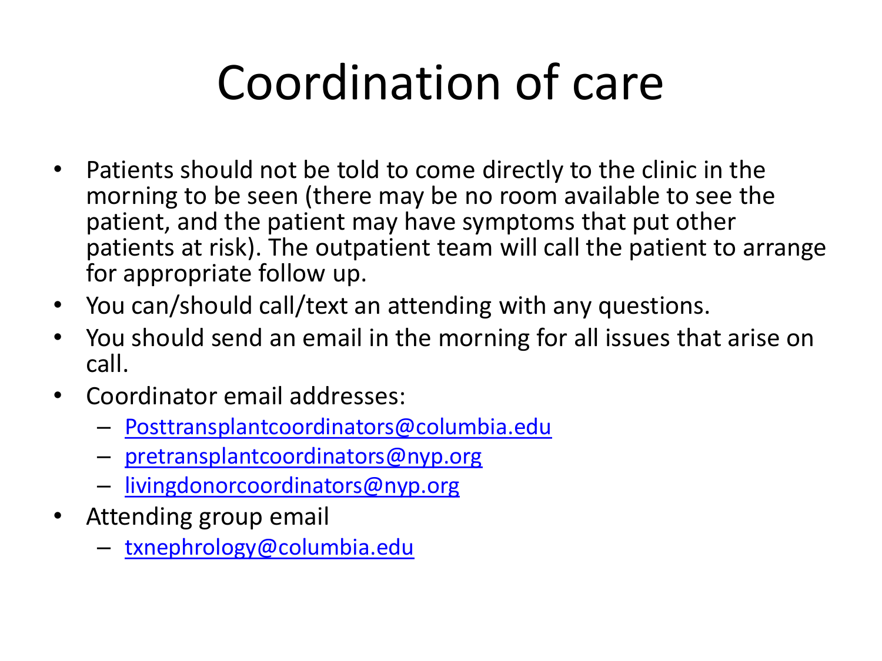# Coordination of care

- Patients should not be told to come directly to the clinic in the morning to be seen (there may be no room available to see the patient, and the patient may have symptoms that put other patients at risk). The outpatient team will call the patient to arrange for appropriate follow up.
- You can/should call/text an attending with any questions.
- You should send an email in the morning for all issues that arise on call.
- Coordinator email addresses:
  - Posttransplantcoordinators@columbia.edu
  - pretransplantcoordinators@nyp.org
  - livingdonorcoordinators@nyp.org
- Attending group email
  - txnephrology@columbia.edu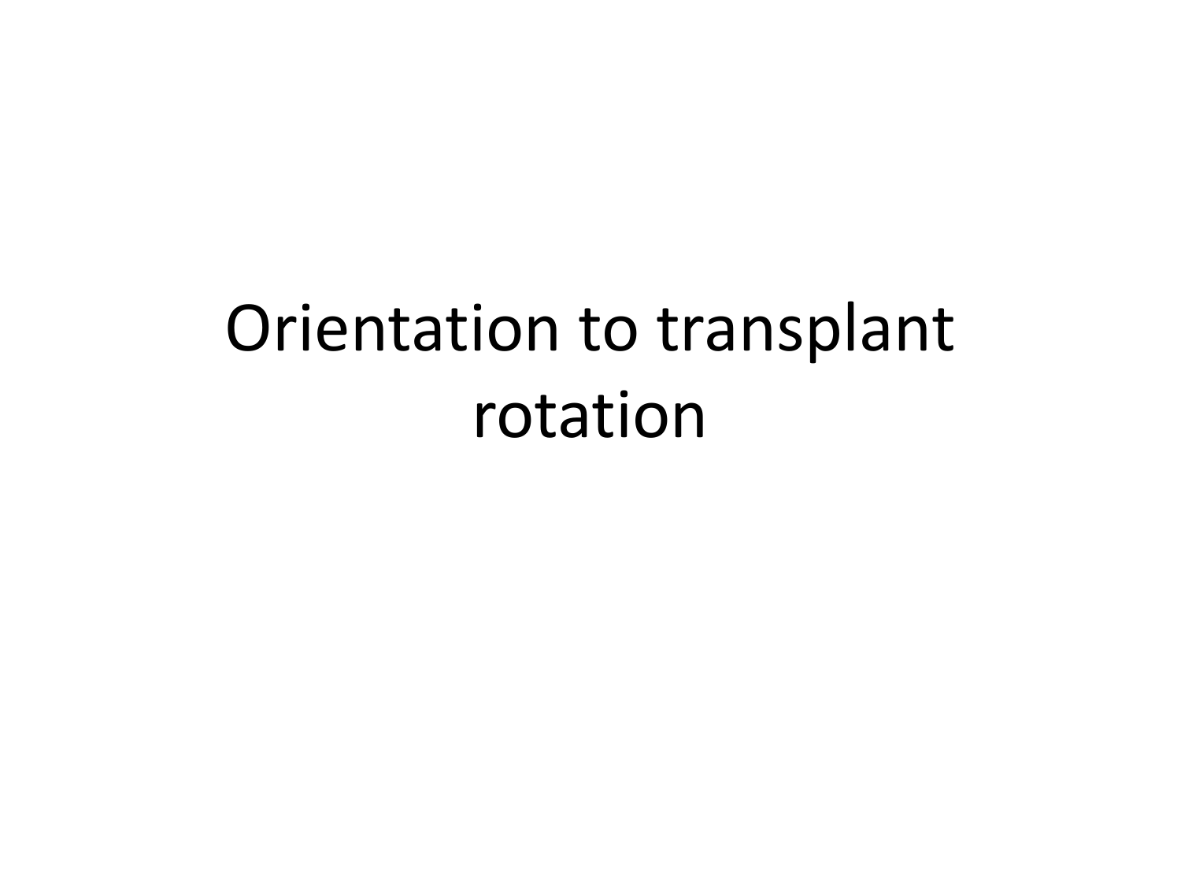# Orientation to transplant rotation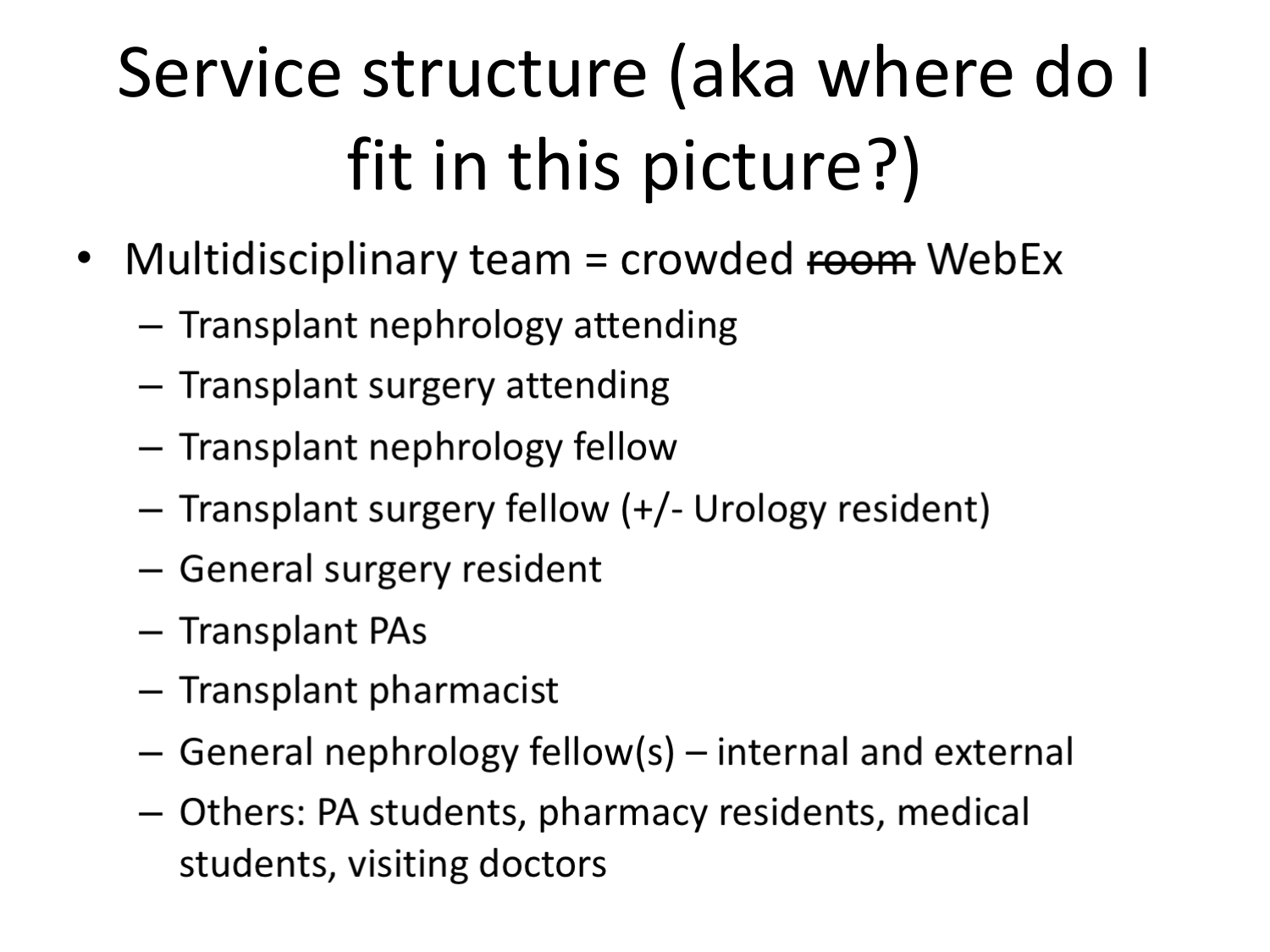# Service structure (aka where do I fit in this picture?)

- Multidisciplinary team = crowded ~~room~~ WebEx
  - Transplant nephrology attending
  - Transplant surgery attending
  - Transplant nephrology fellow
  - Transplant surgery fellow (+/- Urology resident)
  - General surgery resident
  - Transplant PAs
  - Transplant pharmacist
  - General nephrology fellow(s) – internal and external
  - Others: PA students, pharmacy residents, medical students, visiting doctors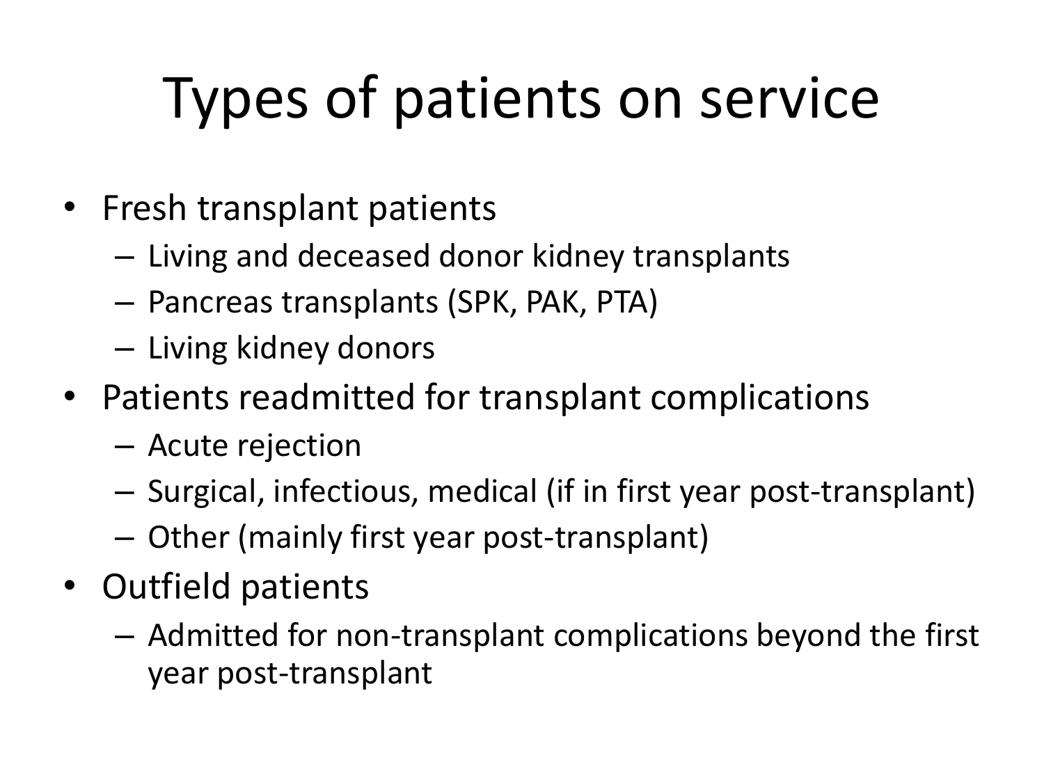# Types of patients on service

- Fresh transplant patients
  - Living and deceased donor kidney transplants
  - Pancreas transplants (SPK, PAK, PTA)
  - Living kidney donors
- Patients readmitted for transplant complications
  - Acute rejection
  - Surgical, infectious, medical (if in first year post-transplant)
  - Other (mainly first year post-transplant)
- Outfield patients
  - Admitted for non-transplant complications beyond the first year post-transplant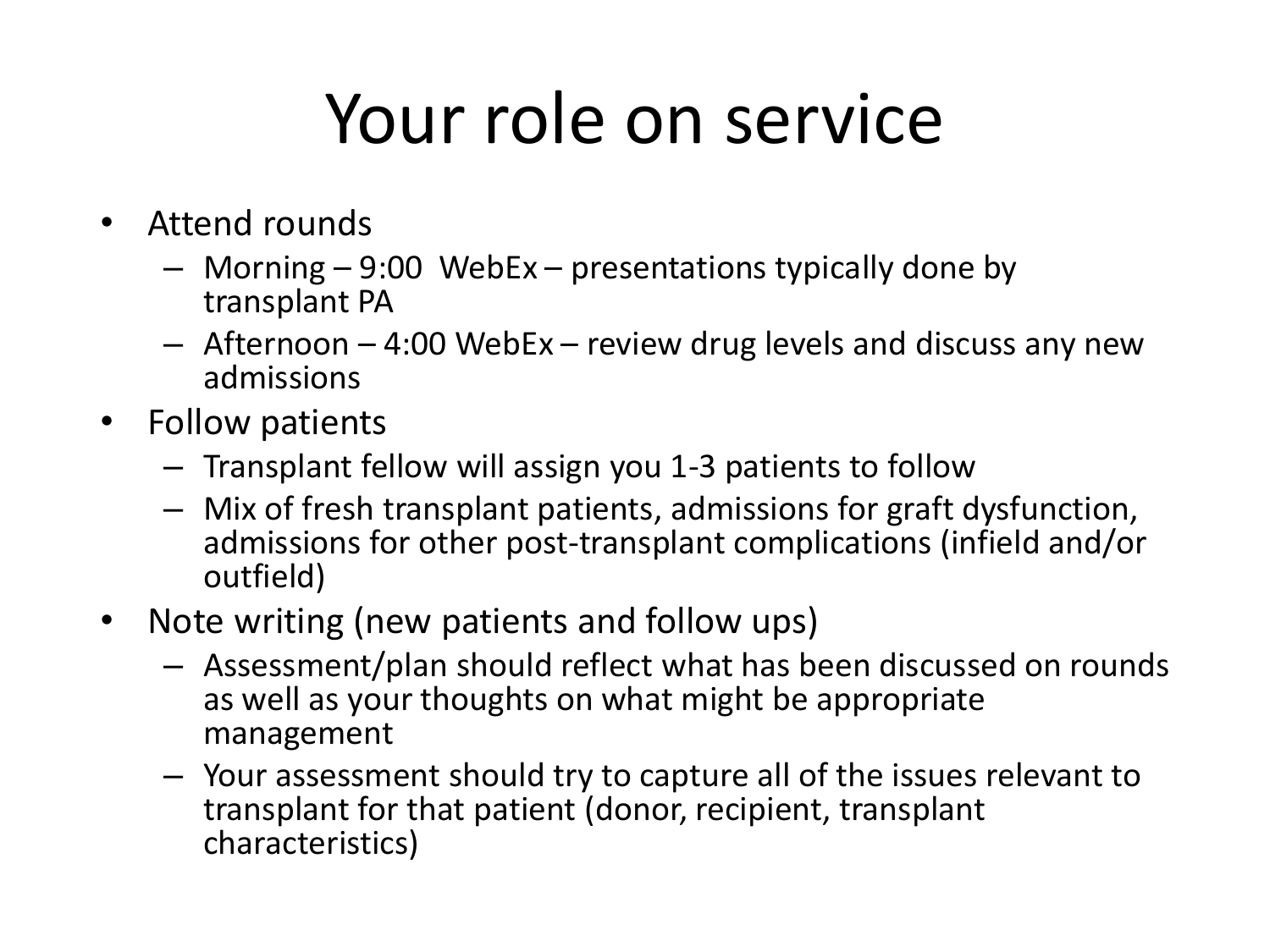# Your role on service

- Attend rounds
  - Morning – 9:00 WebEx – presentations typically done by transplant PA
  - Afternoon – 4:00 WebEx – review drug levels and discuss any new admissions
- Follow patients
  - Transplant fellow will assign you 1-3 patients to follow
  - Mix of fresh transplant patients, admissions for graft dysfunction, admissions for other post-transplant complications (infield and/or outfield)
- Note writing (new patients and follow ups)
  - Assessment/plan should reflect what has been discussed on rounds as well as your thoughts on what might be appropriate management
  - Your assessment should try to capture all of the issues relevant to transplant for that patient (donor, recipient, transplant characteristics)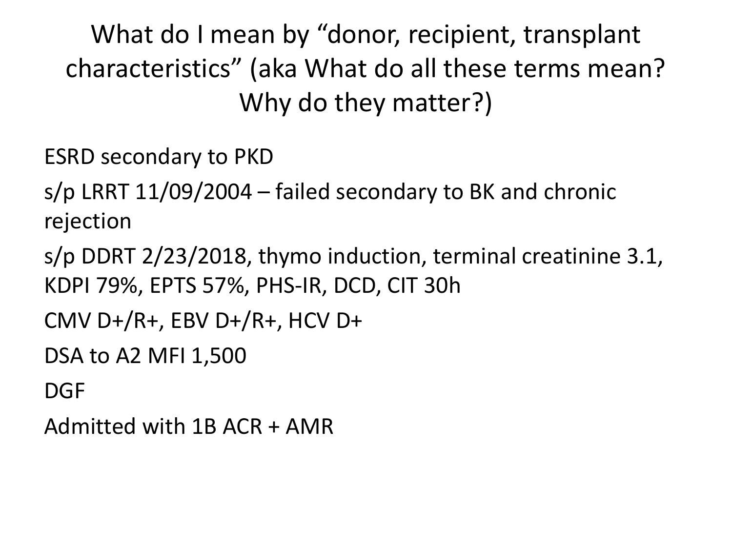# What do I mean by "donor, recipient, transplant characteristics" (aka What do all these terms mean? Why do they matter?)

ESRD secondary to PKD

s/p LRRT 11/09/2004 – failed secondary to BK and chronic rejection

s/p DDRT 2/23/2018, thymo induction, terminal creatinine 3.1, KDPI 79%, EPTS 57%, PHS-IR, DCD, CIT 30h

CMV D+/R+, EBV D+/R+, HCV D+

DSA to A2 MFI 1,500

DGF

Admitted with 1B ACR + AMR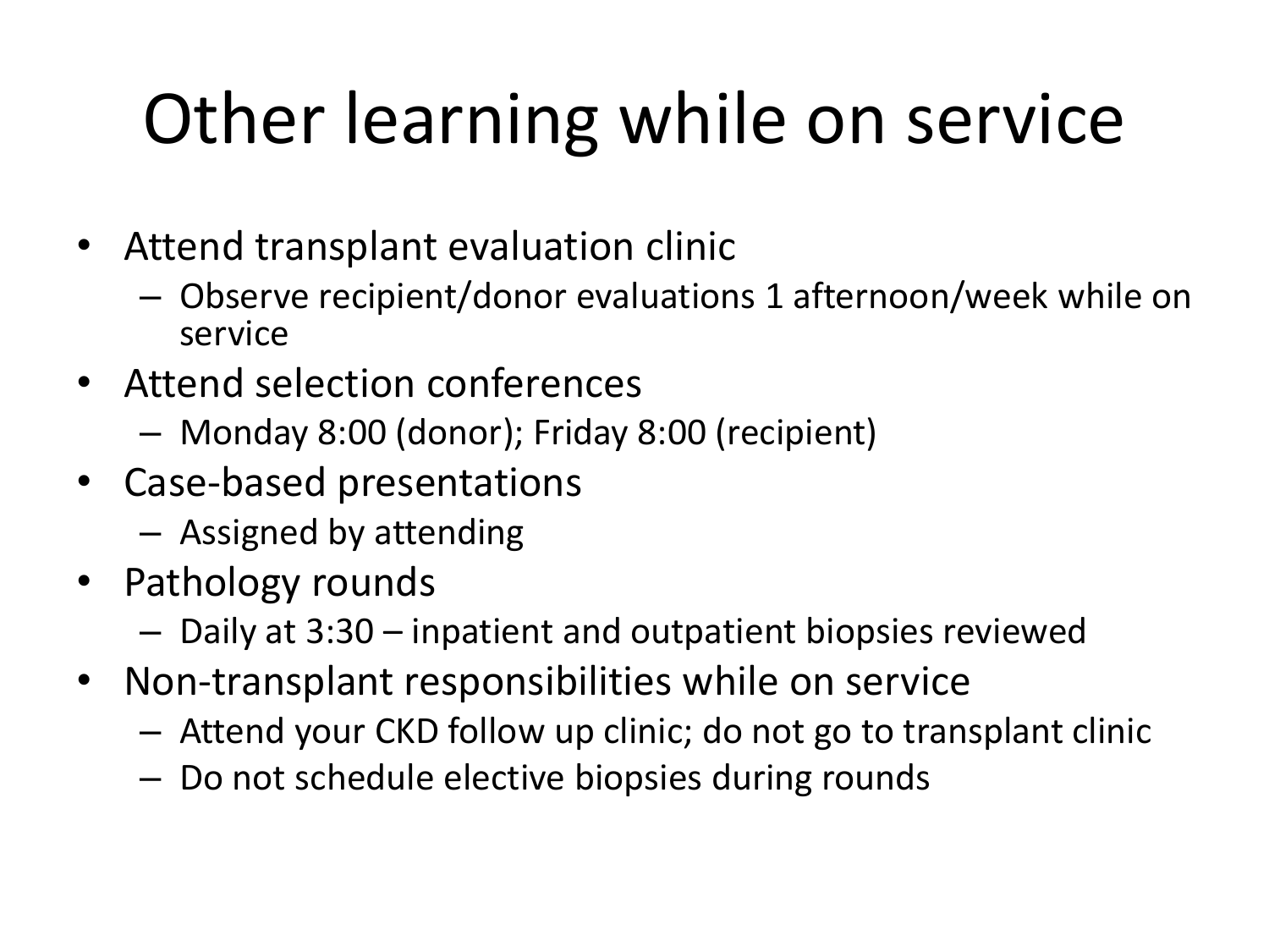# Other learning while on service

- Attend transplant evaluation clinic
  - Observe recipient/donor evaluations 1 afternoon/week while on service
- Attend selection conferences
  - Monday 8:00 (donor); Friday 8:00 (recipient)
- Case-based presentations
  - Assigned by attending
- Pathology rounds
  - Daily at 3:30 – inpatient and outpatient biopsies reviewed
- Non-transplant responsibilities while on service
  - Attend your CKD follow up clinic; do not go to transplant clinic
  - Do not schedule elective biopsies during rounds